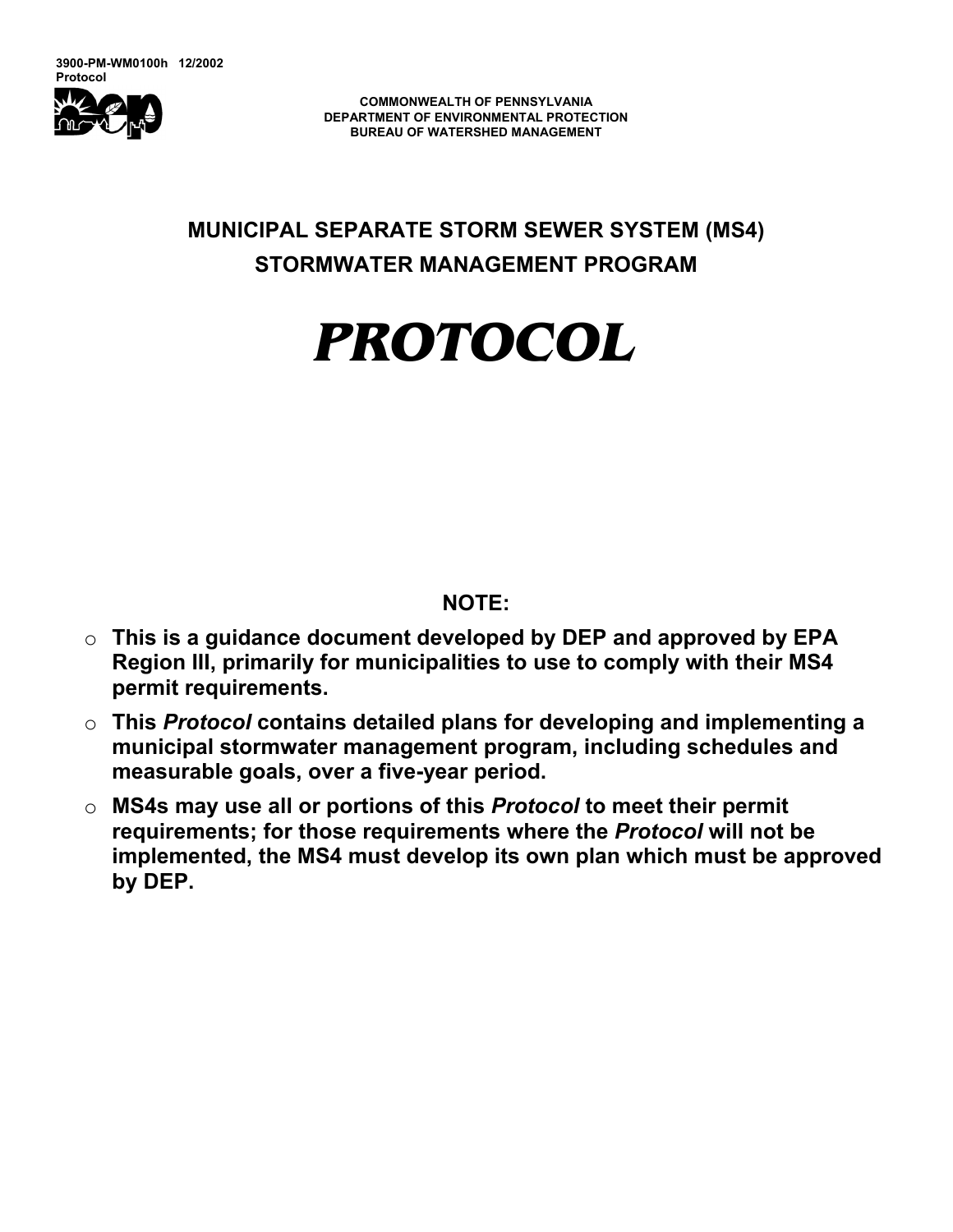3900-PM-WM0100h 12/2002
Protocol

COMMONWEALTH OF PENNSYLVANIA
DEPARTMENT OF ENVIRONMENTAL PROTECTION
BUREAU OF WATERSHED MANAGEMENT

# MUNICIPAL SEPARATE STORM SEWER SYSTEM (MS4) STORMWATER MANAGEMENT PROGRAM

# *PROTOCOL*

**NOTE:**

- **This is a guidance document developed by DEP and approved by EPA Region III, primarily for municipalities to use to comply with their MS4 permit requirements.**
- **This *Protocol* contains detailed plans for developing and implementing a municipal stormwater management program, including schedules and measurable goals, over a five-year period.**
- **MS4s may use all or portions of this *Protocol* to meet their permit requirements; for those requirements where the *Protocol* will not be implemented, the MS4 must develop its own plan which must be approved by DEP.**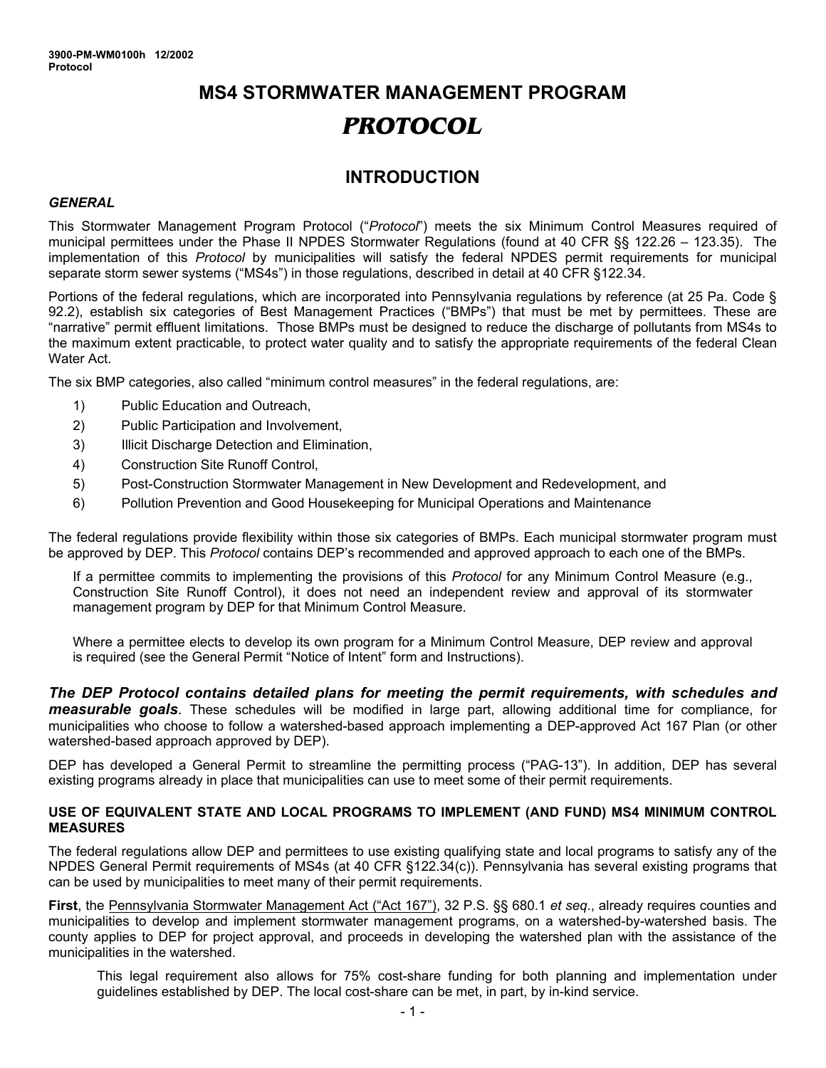3900-PM-WM0100h 12/2002
Protocol

# MS4 STORMWATER MANAGEMENT PROGRAM

# *PROTOCOL*

## INTRODUCTION

### *GENERAL*

This Stormwater Management Program Protocol ("*Protocol*") meets the six Minimum Control Measures required of municipal permittees under the Phase II NPDES Stormwater Regulations (found at 40 CFR §§ 122.26 – 123.35). The implementation of this *Protocol* by municipalities will satisfy the federal NPDES permit requirements for municipal separate storm sewer systems ("MS4s") in those regulations, described in detail at 40 CFR §122.34.

Portions of the federal regulations, which are incorporated into Pennsylvania regulations by reference (at 25 Pa. Code § 92.2), establish six categories of Best Management Practices ("BMPs") that must be met by permittees. These are "narrative" permit effluent limitations. Those BMPs must be designed to reduce the discharge of pollutants from MS4s to the maximum extent practicable, to protect water quality and to satisfy the appropriate requirements of the federal Clean Water Act.

The six BMP categories, also called "minimum control measures" in the federal regulations, are:

1) Public Education and Outreach,
2) Public Participation and Involvement,
3) Illicit Discharge Detection and Elimination,
4) Construction Site Runoff Control,
5) Post-Construction Stormwater Management in New Development and Redevelopment, and
6) Pollution Prevention and Good Housekeeping for Municipal Operations and Maintenance

The federal regulations provide flexibility within those six categories of BMPs. Each municipal stormwater program must be approved by DEP. This *Protocol* contains DEP's recommended and approved approach to each one of the BMPs.

If a permittee commits to implementing the provisions of this *Protocol* for any Minimum Control Measure (e.g., Construction Site Runoff Control), it does not need an independent review and approval of its stormwater management program by DEP for that Minimum Control Measure.

Where a permittee elects to develop its own program for a Minimum Control Measure, DEP review and approval is required (see the General Permit "Notice of Intent" form and Instructions).

***The DEP Protocol contains detailed plans for meeting the permit requirements, with schedules and measurable goals***. These schedules will be modified in large part, allowing additional time for compliance, for municipalities who choose to follow a watershed-based approach implementing a DEP-approved Act 167 Plan (or other watershed-based approach approved by DEP).

DEP has developed a General Permit to streamline the permitting process ("PAG-13"). In addition, DEP has several existing programs already in place that municipalities can use to meet some of their permit requirements.

#### USE OF EQUIVALENT STATE AND LOCAL PROGRAMS TO IMPLEMENT (AND FUND) MS4 MINIMUM CONTROL MEASURES

The federal regulations allow DEP and permittees to use existing qualifying state and local programs to satisfy any of the NPDES General Permit requirements of MS4s (at 40 CFR §122.34(c)). Pennsylvania has several existing programs that can be used by municipalities to meet many of their permit requirements.

**First**, the Pennsylvania Stormwater Management Act ("Act 167"), 32 P.S. §§ 680.1 *et seq*., already requires counties and municipalities to develop and implement stormwater management programs, on a watershed-by-watershed basis. The county applies to DEP for project approval, and proceeds in developing the watershed plan with the assistance of the municipalities in the watershed.

This legal requirement also allows for 75% cost-share funding for both planning and implementation under guidelines established by DEP. The local cost-share can be met, in part, by in-kind service.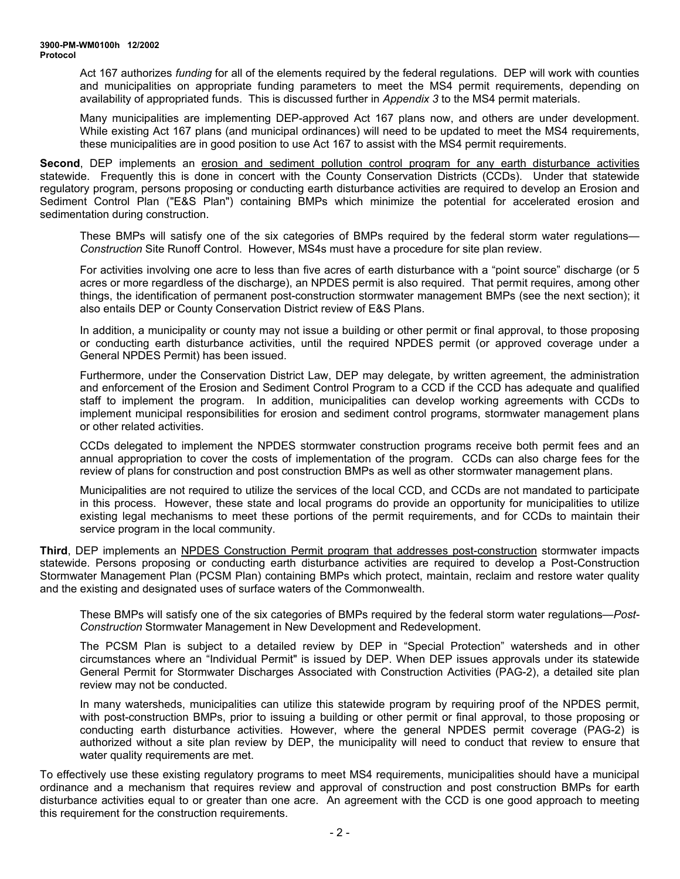Act 167 authorizes *funding* for all of the elements required by the federal regulations. DEP will work with counties and municipalities on appropriate funding parameters to meet the MS4 permit requirements, depending on availability of appropriated funds. This is discussed further in *Appendix 3* to the MS4 permit materials.

Many municipalities are implementing DEP-approved Act 167 plans now, and others are under development. While existing Act 167 plans (and municipal ordinances) will need to be updated to meet the MS4 requirements, these municipalities are in good position to use Act 167 to assist with the MS4 permit requirements.

**Second**, DEP implements an erosion and sediment pollution control program for any earth disturbance activities statewide. Frequently this is done in concert with the County Conservation Districts (CCDs). Under that statewide regulatory program, persons proposing or conducting earth disturbance activities are required to develop an Erosion and Sediment Control Plan ("E&S Plan") containing BMPs which minimize the potential for accelerated erosion and sedimentation during construction.

These BMPs will satisfy one of the six categories of BMPs required by the federal storm water regulations—*Construction* Site Runoff Control. However, MS4s must have a procedure for site plan review.

For activities involving one acre to less than five acres of earth disturbance with a "point source" discharge (or 5 acres or more regardless of the discharge), an NPDES permit is also required. That permit requires, among other things, the identification of permanent post-construction stormwater management BMPs (see the next section); it also entails DEP or County Conservation District review of E&S Plans.

In addition, a municipality or county may not issue a building or other permit or final approval, to those proposing or conducting earth disturbance activities, until the required NPDES permit (or approved coverage under a General NPDES Permit) has been issued.

Furthermore, under the Conservation District Law, DEP may delegate, by written agreement, the administration and enforcement of the Erosion and Sediment Control Program to a CCD if the CCD has adequate and qualified staff to implement the program. In addition, municipalities can develop working agreements with CCDs to implement municipal responsibilities for erosion and sediment control programs, stormwater management plans or other related activities.

CCDs delegated to implement the NPDES stormwater construction programs receive both permit fees and an annual appropriation to cover the costs of implementation of the program. CCDs can also charge fees for the review of plans for construction and post construction BMPs as well as other stormwater management plans.

Municipalities are not required to utilize the services of the local CCD, and CCDs are not mandated to participate in this process. However, these state and local programs do provide an opportunity for municipalities to utilize existing legal mechanisms to meet these portions of the permit requirements, and for CCDs to maintain their service program in the local community.

**Third**, DEP implements an NPDES Construction Permit program that addresses post-construction stormwater impacts statewide. Persons proposing or conducting earth disturbance activities are required to develop a Post-Construction Stormwater Management Plan (PCSM Plan) containing BMPs which protect, maintain, reclaim and restore water quality and the existing and designated uses of surface waters of the Commonwealth.

These BMPs will satisfy one of the six categories of BMPs required by the federal storm water regulations—*Post-Construction* Stormwater Management in New Development and Redevelopment.

The PCSM Plan is subject to a detailed review by DEP in "Special Protection" watersheds and in other circumstances where an "Individual Permit" is issued by DEP. When DEP issues approvals under its statewide General Permit for Stormwater Discharges Associated with Construction Activities (PAG-2), a detailed site plan review may not be conducted.

In many watersheds, municipalities can utilize this statewide program by requiring proof of the NPDES permit, with post-construction BMPs, prior to issuing a building or other permit or final approval, to those proposing or conducting earth disturbance activities. However, where the general NPDES permit coverage (PAG-2) is authorized without a site plan review by DEP, the municipality will need to conduct that review to ensure that water quality requirements are met.

To effectively use these existing regulatory programs to meet MS4 requirements, municipalities should have a municipal ordinance and a mechanism that requires review and approval of construction and post construction BMPs for earth disturbance activities equal to or greater than one acre. An agreement with the CCD is one good approach to meeting this requirement for the construction requirements.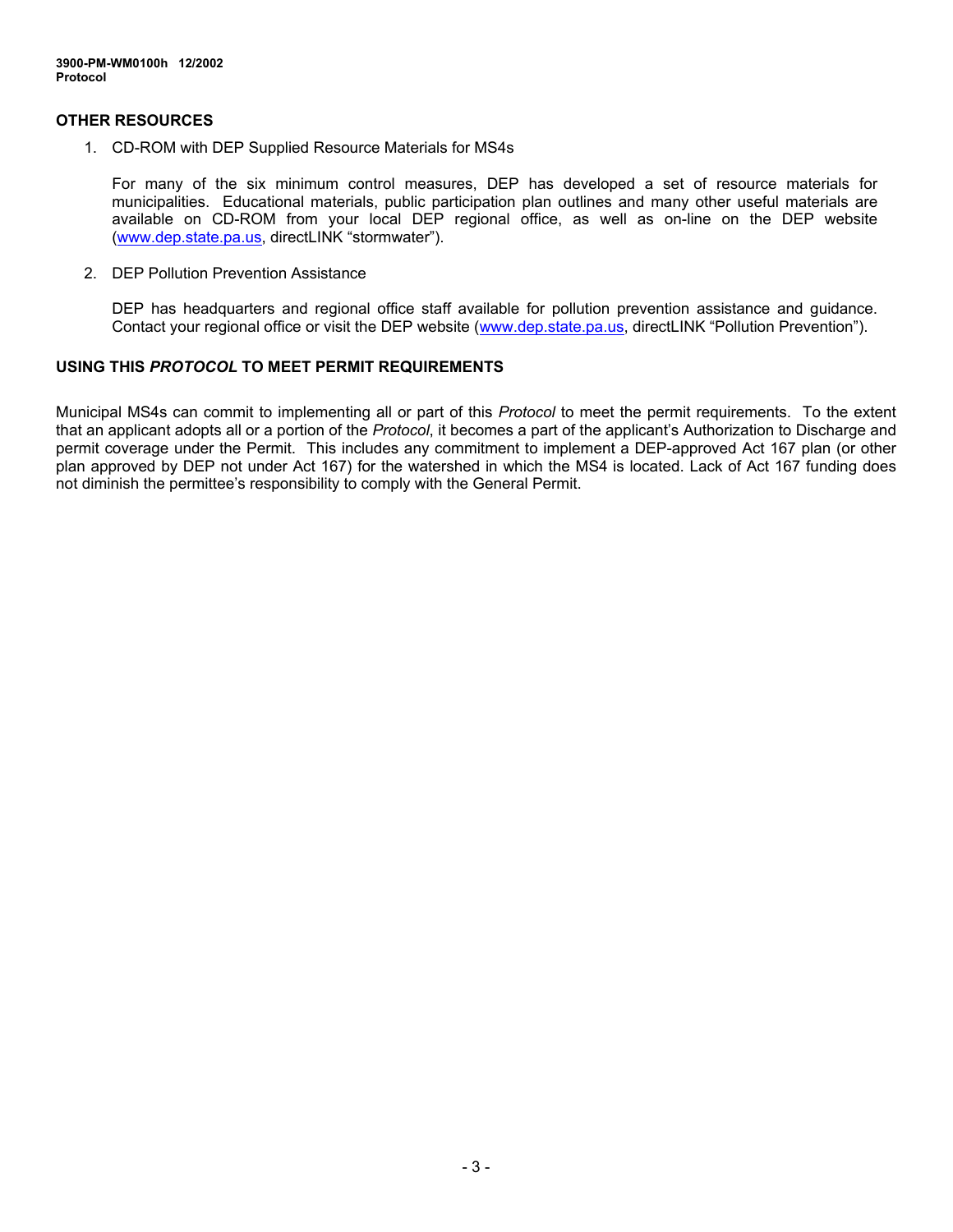## OTHER RESOURCES

1. CD-ROM with DEP Supplied Resource Materials for MS4s

   For many of the six minimum control measures, DEP has developed a set of resource materials for municipalities. Educational materials, public participation plan outlines and many other useful materials are available on CD-ROM from your local DEP regional office, as well as on-line on the DEP website (www.dep.state.pa.us, directLINK "stormwater").

2. DEP Pollution Prevention Assistance

   DEP has headquarters and regional office staff available for pollution prevention assistance and guidance. Contact your regional office or visit the DEP website (www.dep.state.pa.us, directLINK "Pollution Prevention").

## USING THIS *PROTOCOL* TO MEET PERMIT REQUIREMENTS

Municipal MS4s can commit to implementing all or part of this *Protocol* to meet the permit requirements. To the extent that an applicant adopts all or a portion of the *Protocol*, it becomes a part of the applicant's Authorization to Discharge and permit coverage under the Permit. This includes any commitment to implement a DEP-approved Act 167 plan (or other plan approved by DEP not under Act 167) for the watershed in which the MS4 is located. Lack of Act 167 funding does not diminish the permittee's responsibility to comply with the General Permit.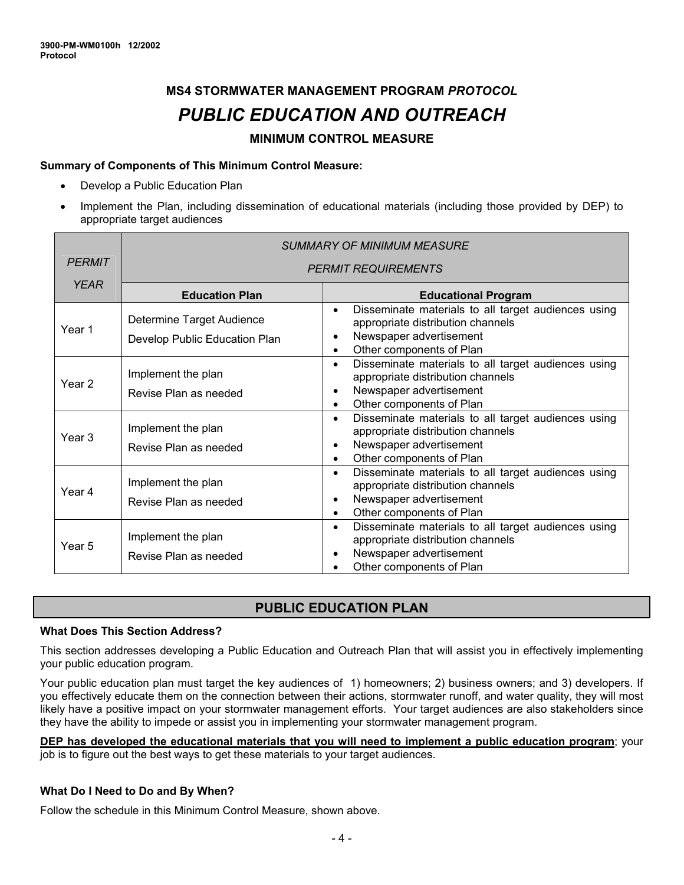3900-PM-WM0100h 12/2002
Protocol

## MS4 STORMWATER MANAGEMENT PROGRAM *PROTOCOL*

# *PUBLIC EDUCATION AND OUTREACH*

### MINIMUM CONTROL MEASURE

**Summary of Components of This Minimum Control Measure:**

- Develop a Public Education Plan
- Implement the Plan, including dissemination of educational materials (including those provided by DEP) to appropriate target audiences

| *PERMIT YEAR* | *SUMMARY OF MINIMUM MEASURE PERMIT REQUIREMENTS* | |
|---|---|---|
| | **Education Plan** | **Educational Program** |
| Year 1 | Determine Target Audience<br>Develop Public Education Plan | • Disseminate materials to all target audiences using appropriate distribution channels<br>• Newspaper advertisement<br>• Other components of Plan |
| Year 2 | Implement the plan<br>Revise Plan as needed | • Disseminate materials to all target audiences using appropriate distribution channels<br>• Newspaper advertisement<br>• Other components of Plan |
| Year 3 | Implement the plan<br>Revise Plan as needed | • Disseminate materials to all target audiences using appropriate distribution channels<br>• Newspaper advertisement<br>• Other components of Plan |
| Year 4 | Implement the plan<br>Revise Plan as needed | • Disseminate materials to all target audiences using appropriate distribution channels<br>• Newspaper advertisement<br>• Other components of Plan |
| Year 5 | Implement the plan<br>Revise Plan as needed | • Disseminate materials to all target audiences using appropriate distribution channels<br>• Newspaper advertisement<br>• Other components of Plan |

## PUBLIC EDUCATION PLAN

**What Does This Section Address?**

This section addresses developing a Public Education and Outreach Plan that will assist you in effectively implementing your public education program.

Your public education plan must target the key audiences of 1) homeowners; 2) business owners; and 3) developers. If you effectively educate them on the connection between their actions, stormwater runoff, and water quality, they will most likely have a positive impact on your stormwater management efforts. Your target audiences are also stakeholders since they have the ability to impede or assist you in implementing your stormwater management program.

**DEP has developed the educational materials that you will need to implement a public education program**; your job is to figure out the best ways to get these materials to your target audiences.

**What Do I Need to Do and By When?**

Follow the schedule in this Minimum Control Measure, shown above.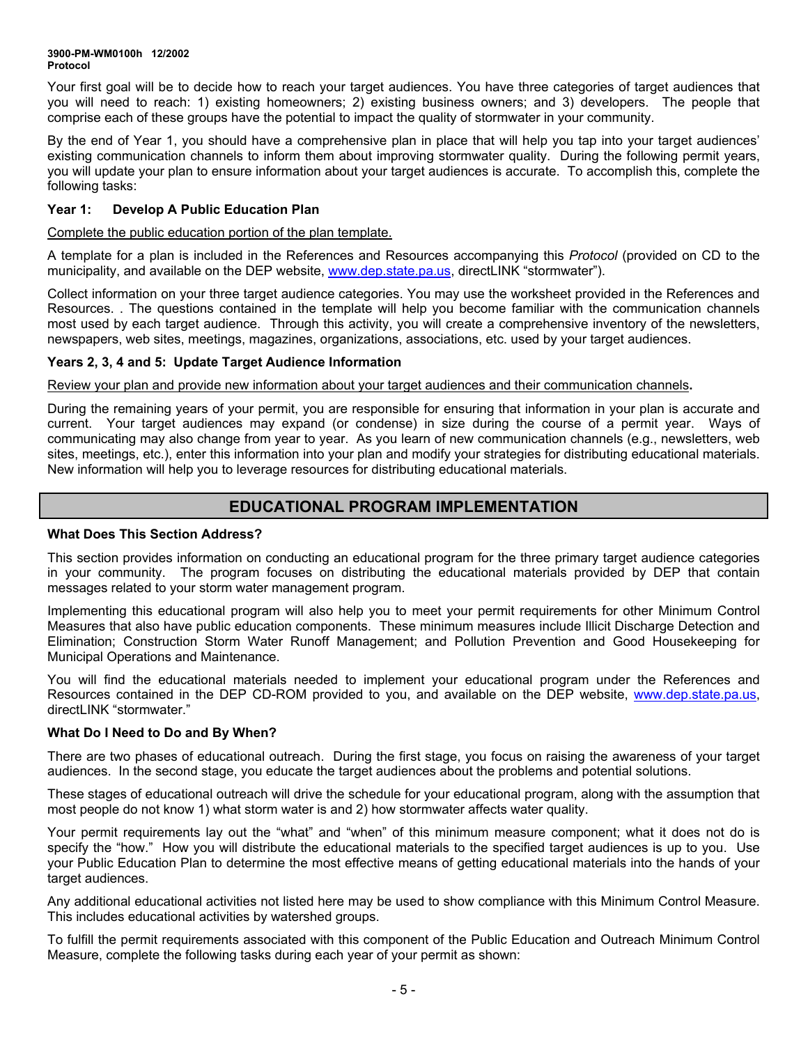Your first goal will be to decide how to reach your target audiences. You have three categories of target audiences that you will need to reach: 1) existing homeowners; 2) existing business owners; and 3) developers. The people that comprise each of these groups have the potential to impact the quality of stormwater in your community.

By the end of Year 1, you should have a comprehensive plan in place that will help you tap into your target audiences' existing communication channels to inform them about improving stormwater quality. During the following permit years, you will update your plan to ensure information about your target audiences is accurate. To accomplish this, complete the following tasks:

**Year 1: Develop A Public Education Plan**

Complete the public education portion of the plan template.

A template for a plan is included in the References and Resources accompanying this *Protocol* (provided on CD to the municipality, and available on the DEP website, www.dep.state.pa.us, directLINK "stormwater").

Collect information on your three target audience categories. You may use the worksheet provided in the References and Resources. . The questions contained in the template will help you become familiar with the communication channels most used by each target audience. Through this activity, you will create a comprehensive inventory of the newsletters, newspapers, web sites, meetings, magazines, organizations, associations, etc. used by your target audiences.

**Years 2, 3, 4 and 5: Update Target Audience Information**

Review your plan and provide new information about your target audiences and their communication channels**.**

During the remaining years of your permit, you are responsible for ensuring that information in your plan is accurate and current. Your target audiences may expand (or condense) in size during the course of a permit year. Ways of communicating may also change from year to year. As you learn of new communication channels (e.g., newsletters, web sites, meetings, etc.), enter this information into your plan and modify your strategies for distributing educational materials. New information will help you to leverage resources for distributing educational materials.

## EDUCATIONAL PROGRAM IMPLEMENTATION

**What Does This Section Address?**

This section provides information on conducting an educational program for the three primary target audience categories in your community. The program focuses on distributing the educational materials provided by DEP that contain messages related to your storm water management program.

Implementing this educational program will also help you to meet your permit requirements for other Minimum Control Measures that also have public education components. These minimum measures include Illicit Discharge Detection and Elimination; Construction Storm Water Runoff Management; and Pollution Prevention and Good Housekeeping for Municipal Operations and Maintenance.

You will find the educational materials needed to implement your educational program under the References and Resources contained in the DEP CD-ROM provided to you, and available on the DEP website, www.dep.state.pa.us, directLINK "stormwater."

**What Do I Need to Do and By When?**

There are two phases of educational outreach. During the first stage, you focus on raising the awareness of your target audiences. In the second stage, you educate the target audiences about the problems and potential solutions.

These stages of educational outreach will drive the schedule for your educational program, along with the assumption that most people do not know 1) what storm water is and 2) how stormwater affects water quality.

Your permit requirements lay out the "what" and "when" of this minimum measure component; what it does not do is specify the "how." How you will distribute the educational materials to the specified target audiences is up to you. Use your Public Education Plan to determine the most effective means of getting educational materials into the hands of your target audiences.

Any additional educational activities not listed here may be used to show compliance with this Minimum Control Measure. This includes educational activities by watershed groups.

To fulfill the permit requirements associated with this component of the Public Education and Outreach Minimum Control Measure, complete the following tasks during each year of your permit as shown: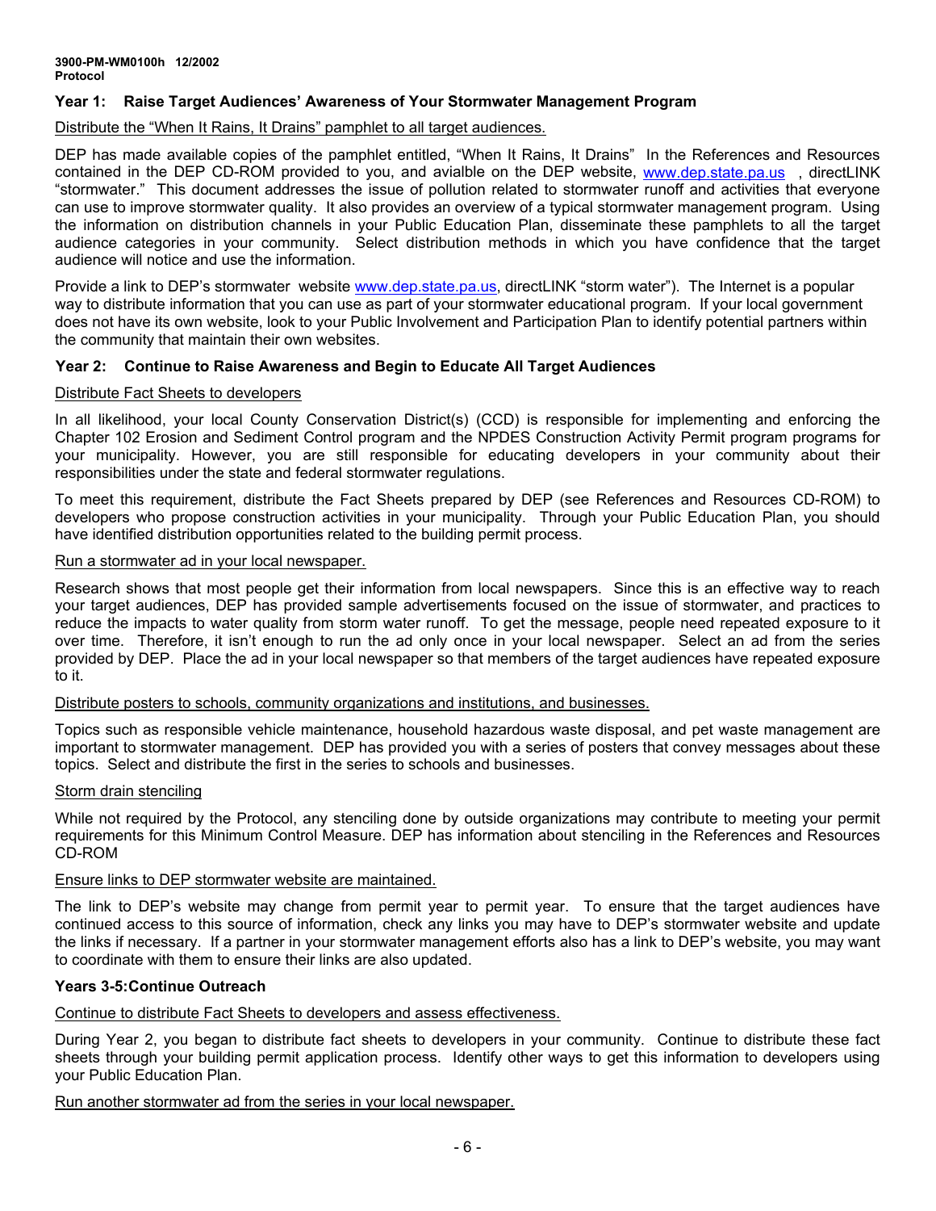### Year 1: Raise Target Audiences' Awareness of Your Stormwater Management Program

Distribute the "When It Rains, It Drains" pamphlet to all target audiences.

DEP has made available copies of the pamphlet entitled, "When It Rains, It Drains" In the References and Resources contained in the DEP CD-ROM provided to you, and avialble on the DEP website, www.dep.state.pa.us , directLINK "stormwater." This document addresses the issue of pollution related to stormwater runoff and activities that everyone can use to improve stormwater quality. It also provides an overview of a typical stormwater management program. Using the information on distribution channels in your Public Education Plan, disseminate these pamphlets to all the target audience categories in your community. Select distribution methods in which you have confidence that the target audience will notice and use the information.

Provide a link to DEP's stormwater website www.dep.state.pa.us, directLINK "storm water"). The Internet is a popular way to distribute information that you can use as part of your stormwater educational program. If your local government does not have its own website, look to your Public Involvement and Participation Plan to identify potential partners within the community that maintain their own websites.

### Year 2: Continue to Raise Awareness and Begin to Educate All Target Audiences

Distribute Fact Sheets to developers

In all likelihood, your local County Conservation District(s) (CCD) is responsible for implementing and enforcing the Chapter 102 Erosion and Sediment Control program and the NPDES Construction Activity Permit program programs for your municipality. However, you are still responsible for educating developers in your community about their responsibilities under the state and federal stormwater regulations.

To meet this requirement, distribute the Fact Sheets prepared by DEP (see References and Resources CD-ROM) to developers who propose construction activities in your municipality. Through your Public Education Plan, you should have identified distribution opportunities related to the building permit process.

Run a stormwater ad in your local newspaper.

Research shows that most people get their information from local newspapers. Since this is an effective way to reach your target audiences, DEP has provided sample advertisements focused on the issue of stormwater, and practices to reduce the impacts to water quality from storm water runoff. To get the message, people need repeated exposure to it over time. Therefore, it isn't enough to run the ad only once in your local newspaper. Select an ad from the series provided by DEP. Place the ad in your local newspaper so that members of the target audiences have repeated exposure to it.

Distribute posters to schools, community organizations and institutions, and businesses.

Topics such as responsible vehicle maintenance, household hazardous waste disposal, and pet waste management are important to stormwater management. DEP has provided you with a series of posters that convey messages about these topics. Select and distribute the first in the series to schools and businesses.

Storm drain stenciling

While not required by the Protocol, any stenciling done by outside organizations may contribute to meeting your permit requirements for this Minimum Control Measure. DEP has information about stenciling in the References and Resources CD-ROM

Ensure links to DEP stormwater website are maintained.

The link to DEP's website may change from permit year to permit year. To ensure that the target audiences have continued access to this source of information, check any links you may have to DEP's stormwater website and update the links if necessary. If a partner in your stormwater management efforts also has a link to DEP's website, you may want to coordinate with them to ensure their links are also updated.

### Years 3-5:Continue Outreach

Continue to distribute Fact Sheets to developers and assess effectiveness.

During Year 2, you began to distribute fact sheets to developers in your community. Continue to distribute these fact sheets through your building permit application process. Identify other ways to get this information to developers using your Public Education Plan.

Run another stormwater ad from the series in your local newspaper.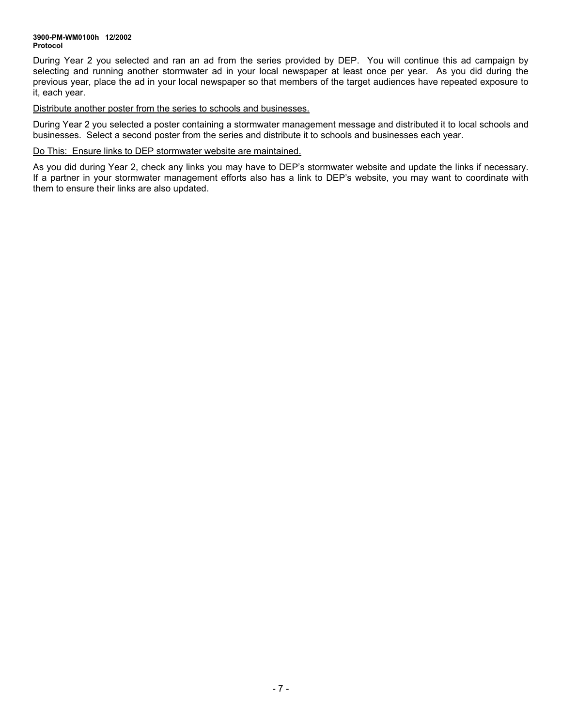During Year 2 you selected and ran an ad from the series provided by DEP. You will continue this ad campaign by selecting and running another stormwater ad in your local newspaper at least once per year. As you did during the previous year, place the ad in your local newspaper so that members of the target audiences have repeated exposure to it, each year.

<u>Distribute another poster from the series to schools and businesses.</u>

During Year 2 you selected a poster containing a stormwater management message and distributed it to local schools and businesses. Select a second poster from the series and distribute it to schools and businesses each year.

<u>Do This: Ensure links to DEP stormwater website are maintained.</u>

As you did during Year 2, check any links you may have to DEP's stormwater website and update the links if necessary. If a partner in your stormwater management efforts also has a link to DEP's website, you may want to coordinate with them to ensure their links are also updated.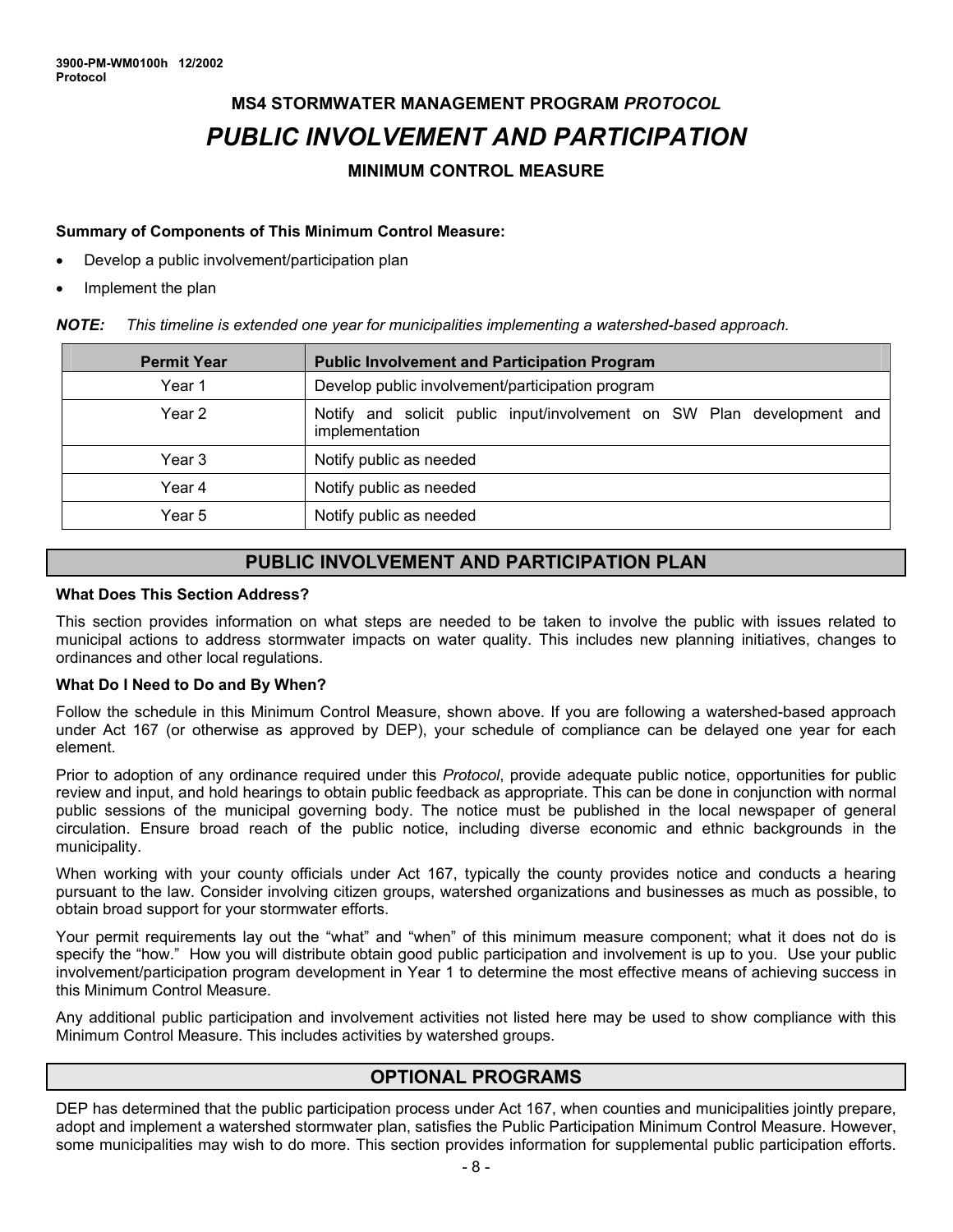# MS4 STORMWATER MANAGEMENT PROGRAM *PROTOCOL*

# *PUBLIC INVOLVEMENT AND PARTICIPATION*

### MINIMUM CONTROL MEASURE

**Summary of Components of This Minimum Control Measure:**

- Develop a public involvement/participation plan
- Implement the plan

***NOTE:*** *This timeline is extended one year for municipalities implementing a watershed-based approach.*

| Permit Year | Public Involvement and Participation Program |
|---|---|
| Year 1 | Develop public involvement/participation program |
| Year 2 | Notify and solicit public input/involvement on SW Plan development and implementation |
| Year 3 | Notify public as needed |
| Year 4 | Notify public as needed |
| Year 5 | Notify public as needed |

## PUBLIC INVOLVEMENT AND PARTICIPATION PLAN

**What Does This Section Address?**

This section provides information on what steps are needed to be taken to involve the public with issues related to municipal actions to address stormwater impacts on water quality. This includes new planning initiatives, changes to ordinances and other local regulations.

**What Do I Need to Do and By When?**

Follow the schedule in this Minimum Control Measure, shown above. If you are following a watershed-based approach under Act 167 (or otherwise as approved by DEP), your schedule of compliance can be delayed one year for each element.

Prior to adoption of any ordinance required under this *Protocol*, provide adequate public notice, opportunities for public review and input, and hold hearings to obtain public feedback as appropriate. This can be done in conjunction with normal public sessions of the municipal governing body. The notice must be published in the local newspaper of general circulation. Ensure broad reach of the public notice, including diverse economic and ethnic backgrounds in the municipality.

When working with your county officials under Act 167, typically the county provides notice and conducts a hearing pursuant to the law. Consider involving citizen groups, watershed organizations and businesses as much as possible, to obtain broad support for your stormwater efforts.

Your permit requirements lay out the "what" and "when" of this minimum measure component; what it does not do is specify the "how." How you will distribute obtain good public participation and involvement is up to you. Use your public involvement/participation program development in Year 1 to determine the most effective means of achieving success in this Minimum Control Measure.

Any additional public participation and involvement activities not listed here may be used to show compliance with this Minimum Control Measure. This includes activities by watershed groups.

## OPTIONAL PROGRAMS

DEP has determined that the public participation process under Act 167, when counties and municipalities jointly prepare, adopt and implement a watershed stormwater plan, satisfies the Public Participation Minimum Control Measure. However, some municipalities may wish to do more. This section provides information for supplemental public participation efforts.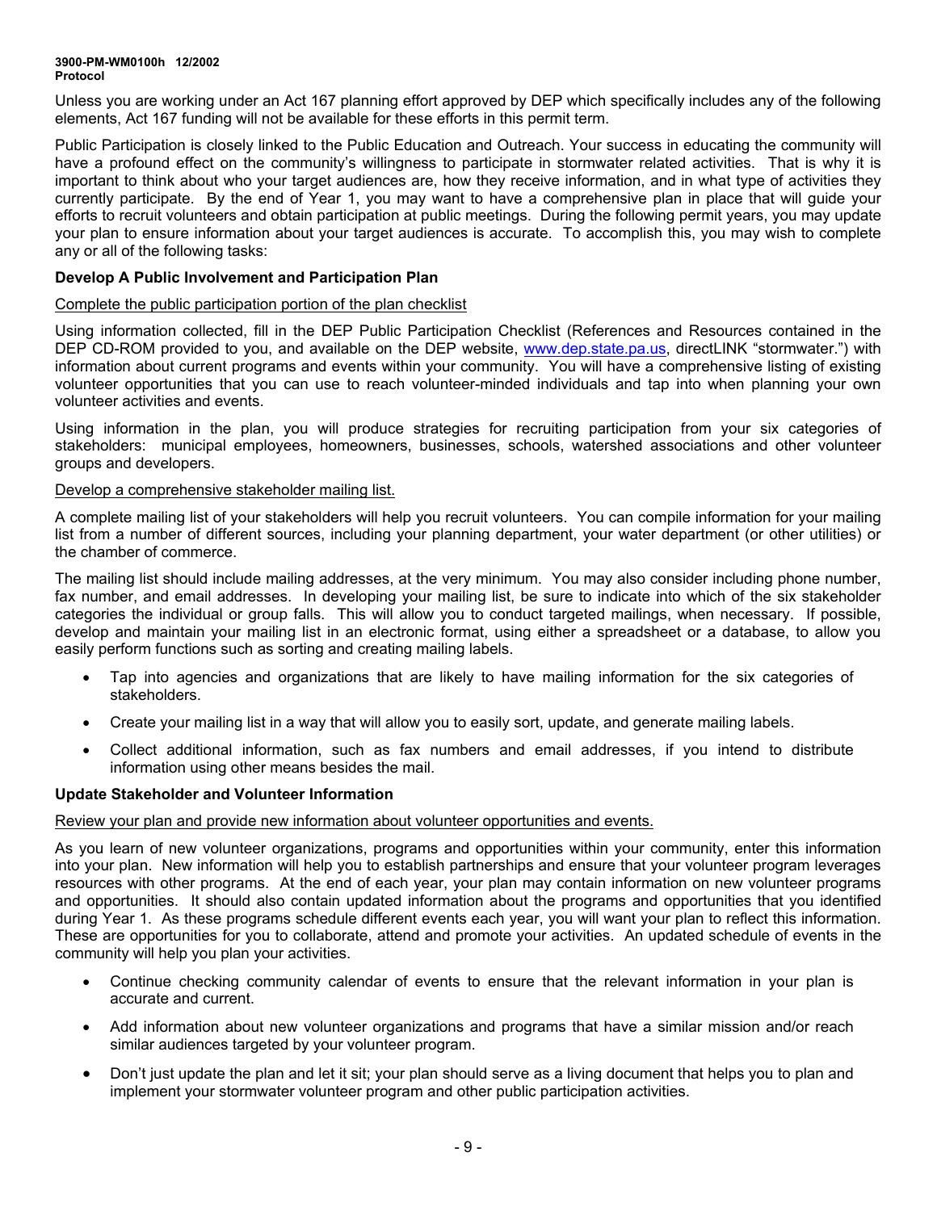Unless you are working under an Act 167 planning effort approved by DEP which specifically includes any of the following elements, Act 167 funding will not be available for these efforts in this permit term.

Public Participation is closely linked to the Public Education and Outreach. Your success in educating the community will have a profound effect on the community's willingness to participate in stormwater related activities. That is why it is important to think about who your target audiences are, how they receive information, and in what type of activities they currently participate. By the end of Year 1, you may want to have a comprehensive plan in place that will guide your efforts to recruit volunteers and obtain participation at public meetings. During the following permit years, you may update your plan to ensure information about your target audiences is accurate. To accomplish this, you may wish to complete any or all of the following tasks:

**Develop A Public Involvement and Participation Plan**

Complete the public participation portion of the plan checklist

Using information collected, fill in the DEP Public Participation Checklist (References and Resources contained in the DEP CD-ROM provided to you, and available on the DEP website, www.dep.state.pa.us, directLINK "stormwater.") with information about current programs and events within your community. You will have a comprehensive listing of existing volunteer opportunities that you can use to reach volunteer-minded individuals and tap into when planning your own volunteer activities and events.

Using information in the plan, you will produce strategies for recruiting participation from your six categories of stakeholders: municipal employees, homeowners, businesses, schools, watershed associations and other volunteer groups and developers.

Develop a comprehensive stakeholder mailing list.

A complete mailing list of your stakeholders will help you recruit volunteers. You can compile information for your mailing list from a number of different sources, including your planning department, your water department (or other utilities) or the chamber of commerce.

The mailing list should include mailing addresses, at the very minimum. You may also consider including phone number, fax number, and email addresses. In developing your mailing list, be sure to indicate into which of the six stakeholder categories the individual or group falls. This will allow you to conduct targeted mailings, when necessary. If possible, develop and maintain your mailing list in an electronic format, using either a spreadsheet or a database, to allow you easily perform functions such as sorting and creating mailing labels.

- Tap into agencies and organizations that are likely to have mailing information for the six categories of stakeholders.
- Create your mailing list in a way that will allow you to easily sort, update, and generate mailing labels.
- Collect additional information, such as fax numbers and email addresses, if you intend to distribute information using other means besides the mail.

**Update Stakeholder and Volunteer Information**

Review your plan and provide new information about volunteer opportunities and events.

As you learn of new volunteer organizations, programs and opportunities within your community, enter this information into your plan. New information will help you to establish partnerships and ensure that your volunteer program leverages resources with other programs. At the end of each year, your plan may contain information on new volunteer programs and opportunities. It should also contain updated information about the programs and opportunities that you identified during Year 1. As these programs schedule different events each year, you will want your plan to reflect this information. These are opportunities for you to collaborate, attend and promote your activities. An updated schedule of events in the community will help you plan your activities.

- Continue checking community calendar of events to ensure that the relevant information in your plan is accurate and current.
- Add information about new volunteer organizations and programs that have a similar mission and/or reach similar audiences targeted by your volunteer program.
- Don't just update the plan and let it sit; your plan should serve as a living document that helps you to plan and implement your stormwater volunteer program and other public participation activities.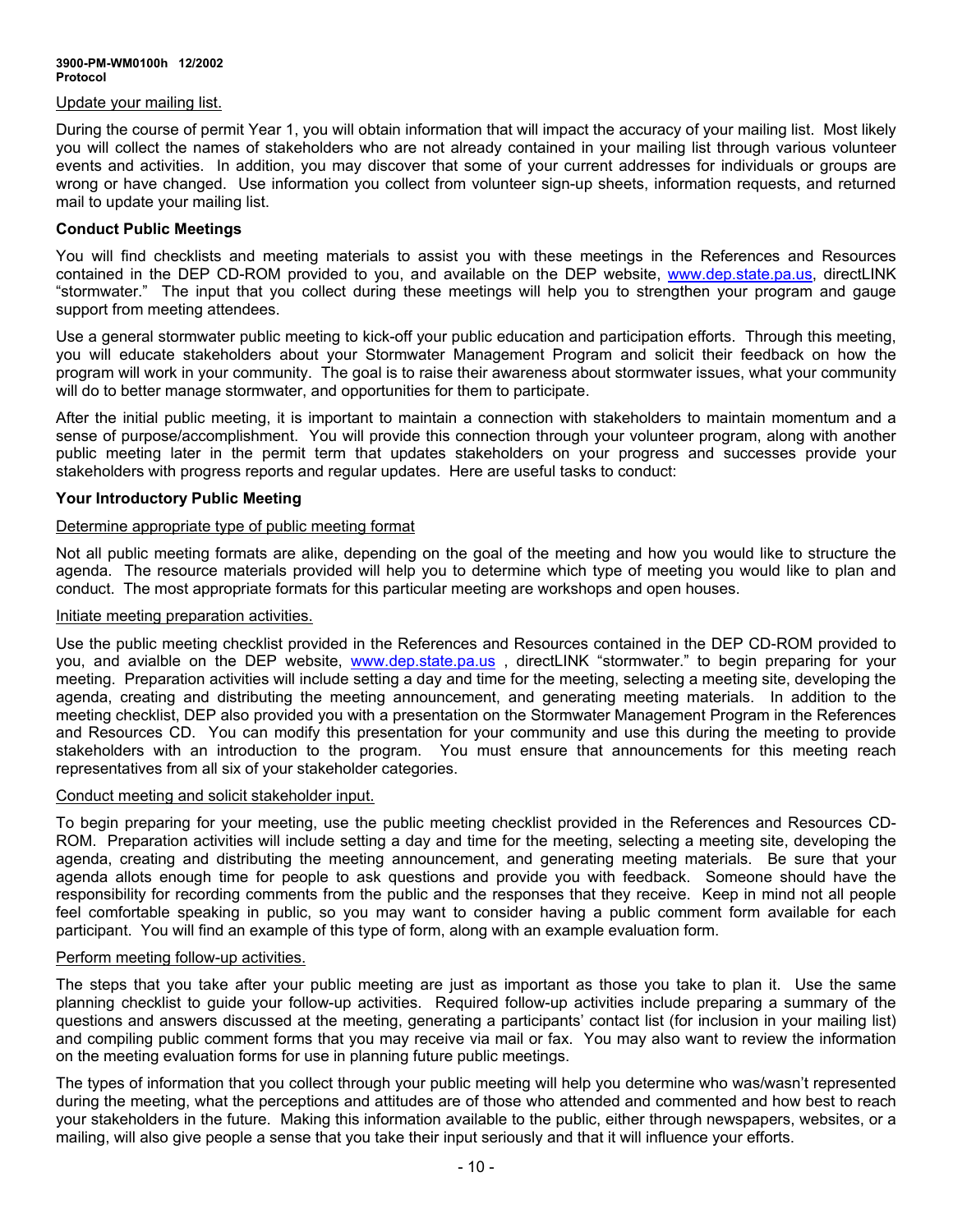Update your mailing list.

During the course of permit Year 1, you will obtain information that will impact the accuracy of your mailing list. Most likely you will collect the names of stakeholders who are not already contained in your mailing list through various volunteer events and activities. In addition, you may discover that some of your current addresses for individuals or groups are wrong or have changed. Use information you collect from volunteer sign-up sheets, information requests, and returned mail to update your mailing list.

**Conduct Public Meetings**

You will find checklists and meeting materials to assist you with these meetings in the References and Resources contained in the DEP CD-ROM provided to you, and available on the DEP website, www.dep.state.pa.us, directLINK "stormwater." The input that you collect during these meetings will help you to strengthen your program and gauge support from meeting attendees.

Use a general stormwater public meeting to kick-off your public education and participation efforts. Through this meeting, you will educate stakeholders about your Stormwater Management Program and solicit their feedback on how the program will work in your community. The goal is to raise their awareness about stormwater issues, what your community will do to better manage stormwater, and opportunities for them to participate.

After the initial public meeting, it is important to maintain a connection with stakeholders to maintain momentum and a sense of purpose/accomplishment. You will provide this connection through your volunteer program, along with another public meeting later in the permit term that updates stakeholders on your progress and successes provide your stakeholders with progress reports and regular updates. Here are useful tasks to conduct:

**Your Introductory Public Meeting**

Determine appropriate type of public meeting format

Not all public meeting formats are alike, depending on the goal of the meeting and how you would like to structure the agenda. The resource materials provided will help you to determine which type of meeting you would like to plan and conduct. The most appropriate formats for this particular meeting are workshops and open houses.

Initiate meeting preparation activities.

Use the public meeting checklist provided in the References and Resources contained in the DEP CD-ROM provided to you, and avialble on the DEP website, www.dep.state.pa.us , directLINK "stormwater." to begin preparing for your meeting. Preparation activities will include setting a day and time for the meeting, selecting a meeting site, developing the agenda, creating and distributing the meeting announcement, and generating meeting materials. In addition to the meeting checklist, DEP also provided you with a presentation on the Stormwater Management Program in the References and Resources CD. You can modify this presentation for your community and use this during the meeting to provide stakeholders with an introduction to the program. You must ensure that announcements for this meeting reach representatives from all six of your stakeholder categories.

Conduct meeting and solicit stakeholder input.

To begin preparing for your meeting, use the public meeting checklist provided in the References and Resources CD-ROM. Preparation activities will include setting a day and time for the meeting, selecting a meeting site, developing the agenda, creating and distributing the meeting announcement, and generating meeting materials. Be sure that your agenda allots enough time for people to ask questions and provide you with feedback. Someone should have the responsibility for recording comments from the public and the responses that they receive. Keep in mind not all people feel comfortable speaking in public, so you may want to consider having a public comment form available for each participant. You will find an example of this type of form, along with an example evaluation form.

Perform meeting follow-up activities.

The steps that you take after your public meeting are just as important as those you take to plan it. Use the same planning checklist to guide your follow-up activities. Required follow-up activities include preparing a summary of the questions and answers discussed at the meeting, generating a participants' contact list (for inclusion in your mailing list) and compiling public comment forms that you may receive via mail or fax. You may also want to review the information on the meeting evaluation forms for use in planning future public meetings.

The types of information that you collect through your public meeting will help you determine who was/wasn't represented during the meeting, what the perceptions and attitudes are of those who attended and commented and how best to reach your stakeholders in the future. Making this information available to the public, either through newspapers, websites, or a mailing, will also give people a sense that you take their input seriously and that it will influence your efforts.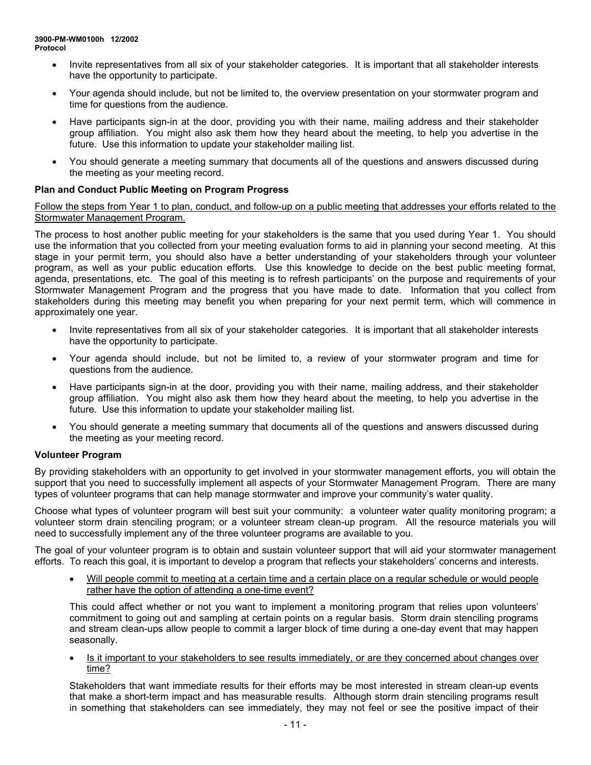- Invite representatives from all six of your stakeholder categories. It is important that all stakeholder interests have the opportunity to participate.
- Your agenda should include, but not be limited to, the overview presentation on your stormwater program and time for questions from the audience.
- Have participants sign-in at the door, providing you with their name, mailing address and their stakeholder group affiliation. You might also ask them how they heard about the meeting, to help you advertise in the future. Use this information to update your stakeholder mailing list.
- You should generate a meeting summary that documents all of the questions and answers discussed during the meeting as your meeting record.

**Plan and Conduct Public Meeting on Program Progress**

<u>Follow the steps from Year 1 to plan, conduct, and follow-up on a public meeting that addresses your efforts related to the Stormwater Management Program.</u>

The process to host another public meeting for your stakeholders is the same that you used during Year 1. You should use the information that you collected from your meeting evaluation forms to aid in planning your second meeting. At this stage in your permit term, you should also have a better understanding of your stakeholders through your volunteer program, as well as your public education efforts. Use this knowledge to decide on the best public meeting format, agenda, presentations, etc. The goal of this meeting is to refresh participants' on the purpose and requirements of your Stormwater Management Program and the progress that you have made to date. Information that you collect from stakeholders during this meeting may benefit you when preparing for your next permit term, which will commence in approximately one year.

- Invite representatives from all six of your stakeholder categories. It is important that all stakeholder interests have the opportunity to participate.
- Your agenda should include, but not be limited to, a review of your stormwater program and time for questions from the audience.
- Have participants sign-in at the door, providing you with their name, mailing address, and their stakeholder group affiliation. You might also ask them how they heard about the meeting, to help you advertise in the future. Use this information to update your stakeholder mailing list.
- You should generate a meeting summary that documents all of the questions and answers discussed during the meeting as your meeting record.

**Volunteer Program**

By providing stakeholders with an opportunity to get involved in your stormwater management efforts, you will obtain the support that you need to successfully implement all aspects of your Stormwater Management Program. There are many types of volunteer programs that can help manage stormwater and improve your community's water quality.

Choose what types of volunteer program will best suit your community: a volunteer water quality monitoring program; a volunteer storm drain stenciling program; or a volunteer stream clean-up program. All the resource materials you will need to successfully implement any of the three volunteer programs are available to you.

The goal of your volunteer program is to obtain and sustain volunteer support that will aid your stormwater management efforts. To reach this goal, it is important to develop a program that reflects your stakeholders' concerns and interests.

- <u>Will people commit to meeting at a certain time and a certain place on a regular schedule or would people rather have the option of attending a one-time event?</u>

  This could affect whether or not you want to implement a monitoring program that relies upon volunteers' commitment to going out and sampling at certain points on a regular basis. Storm drain stenciling programs and stream clean-ups allow people to commit a larger block of time during a one-day event that may happen seasonally.

- <u>Is it important to your stakeholders to see results immediately, or are they concerned about changes over time?</u>

  Stakeholders that want immediate results for their efforts may be most interested in stream clean-up events that make a short-term impact and has measurable results. Although storm drain stenciling programs result in something that stakeholders can see immediately, they may not feel or see the positive impact of their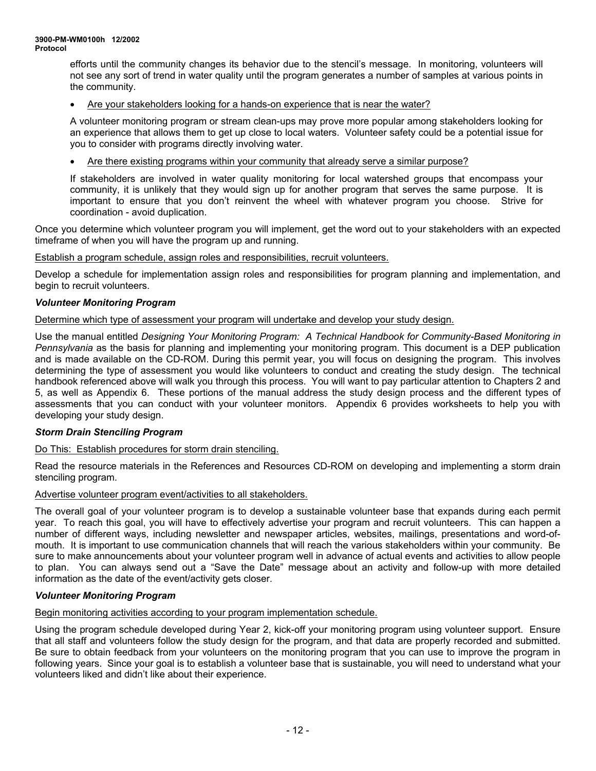efforts until the community changes its behavior due to the stencil's message. In monitoring, volunteers will not see any sort of trend in water quality until the program generates a number of samples at various points in the community.

- Are your stakeholders looking for a hands-on experience that is near the water?

A volunteer monitoring program or stream clean-ups may prove more popular among stakeholders looking for an experience that allows them to get up close to local waters. Volunteer safety could be a potential issue for you to consider with programs directly involving water.

- Are there existing programs within your community that already serve a similar purpose?

If stakeholders are involved in water quality monitoring for local watershed groups that encompass your community, it is unlikely that they would sign up for another program that serves the same purpose. It is important to ensure that you don't reinvent the wheel with whatever program you choose. Strive for coordination - avoid duplication.

Once you determine which volunteer program you will implement, get the word out to your stakeholders with an expected timeframe of when you will have the program up and running.

Establish a program schedule, assign roles and responsibilities, recruit volunteers.

Develop a schedule for implementation assign roles and responsibilities for program planning and implementation, and begin to recruit volunteers.

***Volunteer Monitoring Program***

Determine which type of assessment your program will undertake and develop your study design.

Use the manual entitled *Designing Your Monitoring Program: A Technical Handbook for Community-Based Monitoring in Pennsylvania* as the basis for planning and implementing your monitoring program. This document is a DEP publication and is made available on the CD-ROM. During this permit year, you will focus on designing the program. This involves determining the type of assessment you would like volunteers to conduct and creating the study design. The technical handbook referenced above will walk you through this process. You will want to pay particular attention to Chapters 2 and 5, as well as Appendix 6. These portions of the manual address the study design process and the different types of assessments that you can conduct with your volunteer monitors. Appendix 6 provides worksheets to help you with developing your study design.

***Storm Drain Stenciling Program***

Do This: Establish procedures for storm drain stenciling.

Read the resource materials in the References and Resources CD-ROM on developing and implementing a storm drain stenciling program.

Advertise volunteer program event/activities to all stakeholders.

The overall goal of your volunteer program is to develop a sustainable volunteer base that expands during each permit year. To reach this goal, you will have to effectively advertise your program and recruit volunteers. This can happen a number of different ways, including newsletter and newspaper articles, websites, mailings, presentations and word-of-mouth. It is important to use communication channels that will reach the various stakeholders within your community. Be sure to make announcements about your volunteer program well in advance of actual events and activities to allow people to plan. You can always send out a "Save the Date" message about an activity and follow-up with more detailed information as the date of the event/activity gets closer.

***Volunteer Monitoring Program***

Begin monitoring activities according to your program implementation schedule.

Using the program schedule developed during Year 2, kick-off your monitoring program using volunteer support. Ensure that all staff and volunteers follow the study design for the program, and that data are properly recorded and submitted. Be sure to obtain feedback from your volunteers on the monitoring program that you can use to improve the program in following years. Since your goal is to establish a volunteer base that is sustainable, you will need to understand what your volunteers liked and didn't like about their experience.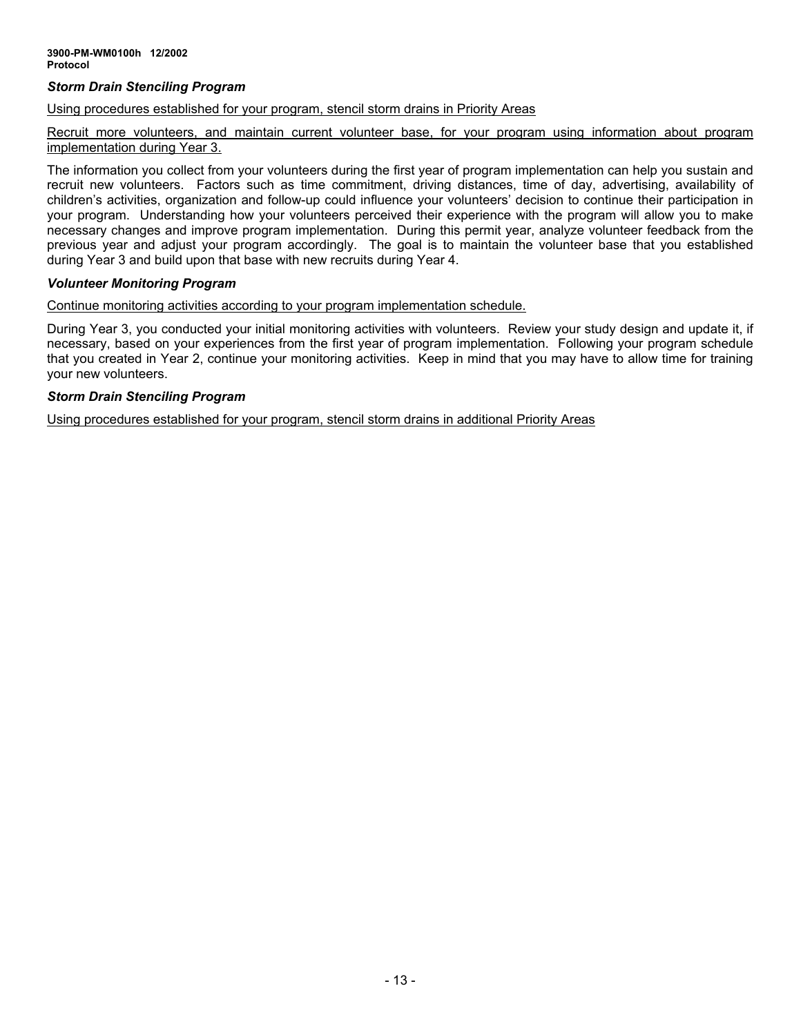### *Storm Drain Stenciling Program*

<u>Using procedures established for your program, stencil storm drains in Priority Areas</u>

<u>Recruit more volunteers, and maintain current volunteer base, for your program using information about program implementation during Year 3.</u>

The information you collect from your volunteers during the first year of program implementation can help you sustain and recruit new volunteers. Factors such as time commitment, driving distances, time of day, advertising, availability of children's activities, organization and follow-up could influence your volunteers' decision to continue their participation in your program. Understanding how your volunteers perceived their experience with the program will allow you to make necessary changes and improve program implementation. During this permit year, analyze volunteer feedback from the previous year and adjust your program accordingly. The goal is to maintain the volunteer base that you established during Year 3 and build upon that base with new recruits during Year 4.

### *Volunteer Monitoring Program*

<u>Continue monitoring activities according to your program implementation schedule.</u>

During Year 3, you conducted your initial monitoring activities with volunteers. Review your study design and update it, if necessary, based on your experiences from the first year of program implementation. Following your program schedule that you created in Year 2, continue your monitoring activities. Keep in mind that you may have to allow time for training your new volunteers.

### *Storm Drain Stenciling Program*

<u>Using procedures established for your program, stencil storm drains in additional Priority Areas</u>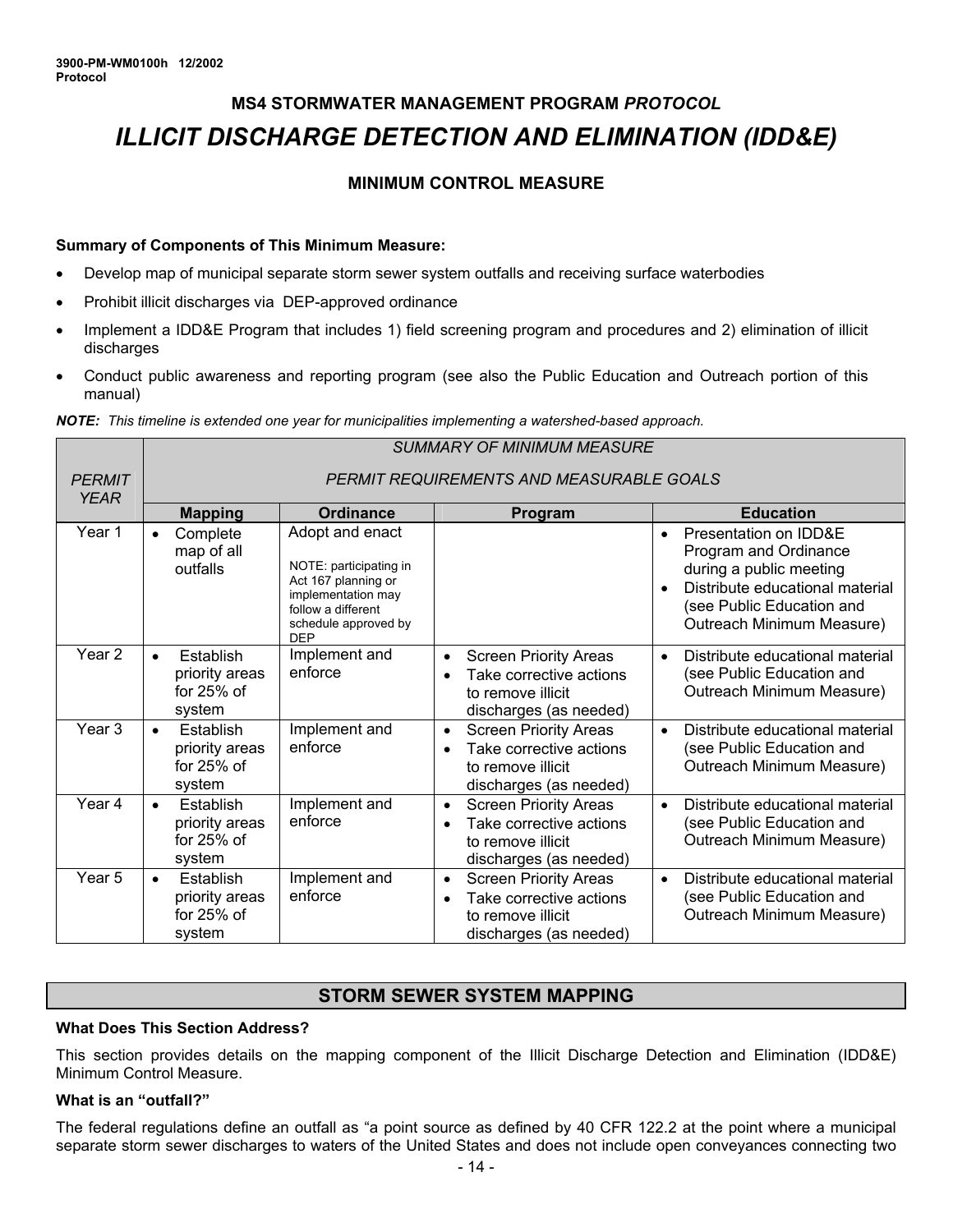3900-PM-WM0100h 12/2002
Protocol

## MS4 STORMWATER MANAGEMENT PROGRAM *PROTOCOL*

# *ILLICIT DISCHARGE DETECTION AND ELIMINATION (IDD&E)*

### MINIMUM CONTROL MEASURE

**Summary of Components of This Minimum Measure:**

- Develop map of municipal separate storm sewer system outfalls and receiving surface waterbodies
- Prohibit illicit discharges via DEP-approved ordinance
- Implement a IDD&E Program that includes 1) field screening program and procedures and 2) elimination of illicit discharges
- Conduct public awareness and reporting program (see also the Public Education and Outreach portion of this manual)

***NOTE:*** *This timeline is extended one year for municipalities implementing a watershed-based approach.*

| *PERMIT YEAR* | *SUMMARY OF MINIMUM MEASURE PERMIT REQUIREMENTS AND MEASURABLE GOALS* | | | |
|---|---|---|---|---|
| | **Mapping** | **Ordinance** | **Program** | **Education** |
| Year 1 | • Complete map of all outfalls | Adopt and enact<br><br>NOTE: participating in Act 167 planning or implementation may follow a different schedule approved by DEP | | • Presentation on IDD&E Program and Ordinance during a public meeting<br>• Distribute educational material (see Public Education and Outreach Minimum Measure) |
| Year 2 | • Establish priority areas for 25% of system | Implement and enforce | • Screen Priority Areas<br>• Take corrective actions to remove illicit discharges (as needed) | • Distribute educational material (see Public Education and Outreach Minimum Measure) |
| Year 3 | • Establish priority areas for 25% of system | Implement and enforce | • Screen Priority Areas<br>• Take corrective actions to remove illicit discharges (as needed) | • Distribute educational material (see Public Education and Outreach Minimum Measure) |
| Year 4 | • Establish priority areas for 25% of system | Implement and enforce | • Screen Priority Areas<br>• Take corrective actions to remove illicit discharges (as needed) | • Distribute educational material (see Public Education and Outreach Minimum Measure) |
| Year 5 | • Establish priority areas for 25% of system | Implement and enforce | • Screen Priority Areas<br>• Take corrective actions to remove illicit discharges (as needed) | • Distribute educational material (see Public Education and Outreach Minimum Measure) |

## STORM SEWER SYSTEM MAPPING

**What Does This Section Address?**

This section provides details on the mapping component of the Illicit Discharge Detection and Elimination (IDD&E) Minimum Control Measure.

**What is an "outfall?"**

The federal regulations define an outfall as "a point source as defined by 40 CFR 122.2 at the point where a municipal separate storm sewer discharges to waters of the United States and does not include open conveyances connecting two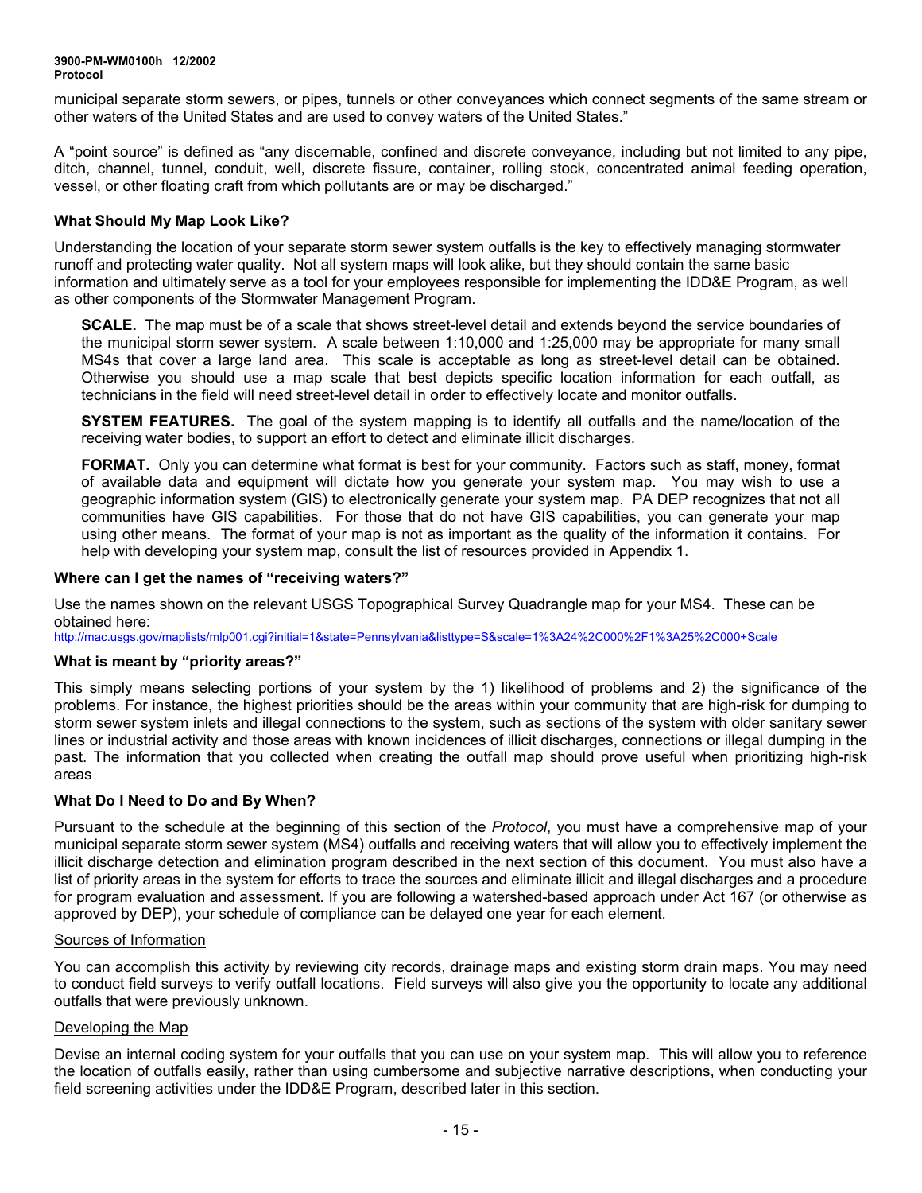municipal separate storm sewers, or pipes, tunnels or other conveyances which connect segments of the same stream or other waters of the United States and are used to convey waters of the United States."

A "point source" is defined as "any discernable, confined and discrete conveyance, including but not limited to any pipe, ditch, channel, tunnel, conduit, well, discrete fissure, container, rolling stock, concentrated animal feeding operation, vessel, or other floating craft from which pollutants are or may be discharged."

### What Should My Map Look Like?

Understanding the location of your separate storm sewer system outfalls is the key to effectively managing stormwater runoff and protecting water quality. Not all system maps will look alike, but they should contain the same basic information and ultimately serve as a tool for your employees responsible for implementing the IDD&E Program, as well as other components of the Stormwater Management Program.

**SCALE.** The map must be of a scale that shows street-level detail and extends beyond the service boundaries of the municipal storm sewer system. A scale between 1:10,000 and 1:25,000 may be appropriate for many small MS4s that cover a large land area. This scale is acceptable as long as street-level detail can be obtained. Otherwise you should use a map scale that best depicts specific location information for each outfall, as technicians in the field will need street-level detail in order to effectively locate and monitor outfalls.

**SYSTEM FEATURES.** The goal of the system mapping is to identify all outfalls and the name/location of the receiving water bodies, to support an effort to detect and eliminate illicit discharges.

**FORMAT.** Only you can determine what format is best for your community. Factors such as staff, money, format of available data and equipment will dictate how you generate your system map. You may wish to use a geographic information system (GIS) to electronically generate your system map. PA DEP recognizes that not all communities have GIS capabilities. For those that do not have GIS capabilities, you can generate your map using other means. The format of your map is not as important as the quality of the information it contains. For help with developing your system map, consult the list of resources provided in Appendix 1.

### Where can I get the names of "receiving waters?"

Use the names shown on the relevant USGS Topographical Survey Quadrangle map for your MS4. These can be obtained here:
http://mac.usgs.gov/maplists/mlp001.cgi?initial=1&state=Pennsylvania&listtype=S&scale=1%3A24%2C000%2F1%3A25%2C000+Scale

### What is meant by "priority areas?"

This simply means selecting portions of your system by the 1) likelihood of problems and 2) the significance of the problems. For instance, the highest priorities should be the areas within your community that are high-risk for dumping to storm sewer system inlets and illegal connections to the system, such as sections of the system with older sanitary sewer lines or industrial activity and those areas with known incidences of illicit discharges, connections or illegal dumping in the past. The information that you collected when creating the outfall map should prove useful when prioritizing high-risk areas

### What Do I Need to Do and By When?

Pursuant to the schedule at the beginning of this section of the *Protocol*, you must have a comprehensive map of your municipal separate storm sewer system (MS4) outfalls and receiving waters that will allow you to effectively implement the illicit discharge detection and elimination program described in the next section of this document. You must also have a list of priority areas in the system for efforts to trace the sources and eliminate illicit and illegal discharges and a procedure for program evaluation and assessment. If you are following a watershed-based approach under Act 167 (or otherwise as approved by DEP), your schedule of compliance can be delayed one year for each element.

<u>Sources of Information</u>

You can accomplish this activity by reviewing city records, drainage maps and existing storm drain maps. You may need to conduct field surveys to verify outfall locations. Field surveys will also give you the opportunity to locate any additional outfalls that were previously unknown.

<u>Developing the Map</u>

Devise an internal coding system for your outfalls that you can use on your system map. This will allow you to reference the location of outfalls easily, rather than using cumbersome and subjective narrative descriptions, when conducting your field screening activities under the IDD&E Program, described later in this section.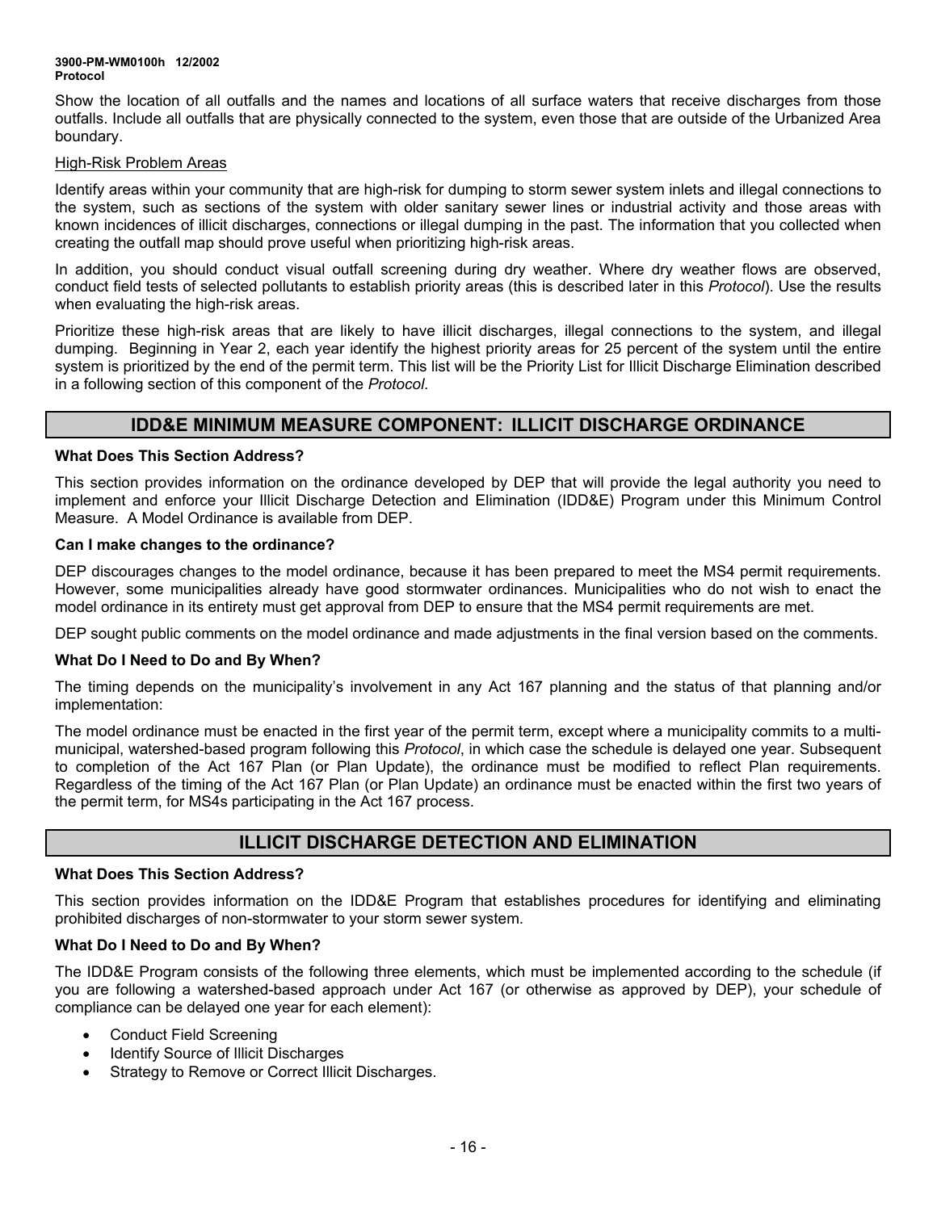Show the location of all outfalls and the names and locations of all surface waters that receive discharges from those outfalls. Include all outfalls that are physically connected to the system, even those that are outside of the Urbanized Area boundary.

High-Risk Problem Areas

Identify areas within your community that are high-risk for dumping to storm sewer system inlets and illegal connections to the system, such as sections of the system with older sanitary sewer lines or industrial activity and those areas with known incidences of illicit discharges, connections or illegal dumping in the past. The information that you collected when creating the outfall map should prove useful when prioritizing high-risk areas.

In addition, you should conduct visual outfall screening during dry weather. Where dry weather flows are observed, conduct field tests of selected pollutants to establish priority areas (this is described later in this *Protocol*). Use the results when evaluating the high-risk areas.

Prioritize these high-risk areas that are likely to have illicit discharges, illegal connections to the system, and illegal dumping. Beginning in Year 2, each year identify the highest priority areas for 25 percent of the system until the entire system is prioritized by the end of the permit term. This list will be the Priority List for Illicit Discharge Elimination described in a following section of this component of the *Protocol*.

## IDD&E MINIMUM MEASURE COMPONENT: ILLICIT DISCHARGE ORDINANCE

**What Does This Section Address?**

This section provides information on the ordinance developed by DEP that will provide the legal authority you need to implement and enforce your Illicit Discharge Detection and Elimination (IDD&E) Program under this Minimum Control Measure. A Model Ordinance is available from DEP.

**Can I make changes to the ordinance?**

DEP discourages changes to the model ordinance, because it has been prepared to meet the MS4 permit requirements. However, some municipalities already have good stormwater ordinances. Municipalities who do not wish to enact the model ordinance in its entirety must get approval from DEP to ensure that the MS4 permit requirements are met.

DEP sought public comments on the model ordinance and made adjustments in the final version based on the comments.

**What Do I Need to Do and By When?**

The timing depends on the municipality's involvement in any Act 167 planning and the status of that planning and/or implementation:

The model ordinance must be enacted in the first year of the permit term, except where a municipality commits to a multi-municipal, watershed-based program following this *Protocol*, in which case the schedule is delayed one year. Subsequent to completion of the Act 167 Plan (or Plan Update), the ordinance must be modified to reflect Plan requirements. Regardless of the timing of the Act 167 Plan (or Plan Update) an ordinance must be enacted within the first two years of the permit term, for MS4s participating in the Act 167 process.

## ILLICIT DISCHARGE DETECTION AND ELIMINATION

**What Does This Section Address?**

This section provides information on the IDD&E Program that establishes procedures for identifying and eliminating prohibited discharges of non-stormwater to your storm sewer system.

**What Do I Need to Do and By When?**

The IDD&E Program consists of the following three elements, which must be implemented according to the schedule (if you are following a watershed-based approach under Act 167 (or otherwise as approved by DEP), your schedule of compliance can be delayed one year for each element):

- Conduct Field Screening
- Identify Source of Illicit Discharges
- Strategy to Remove or Correct Illicit Discharges.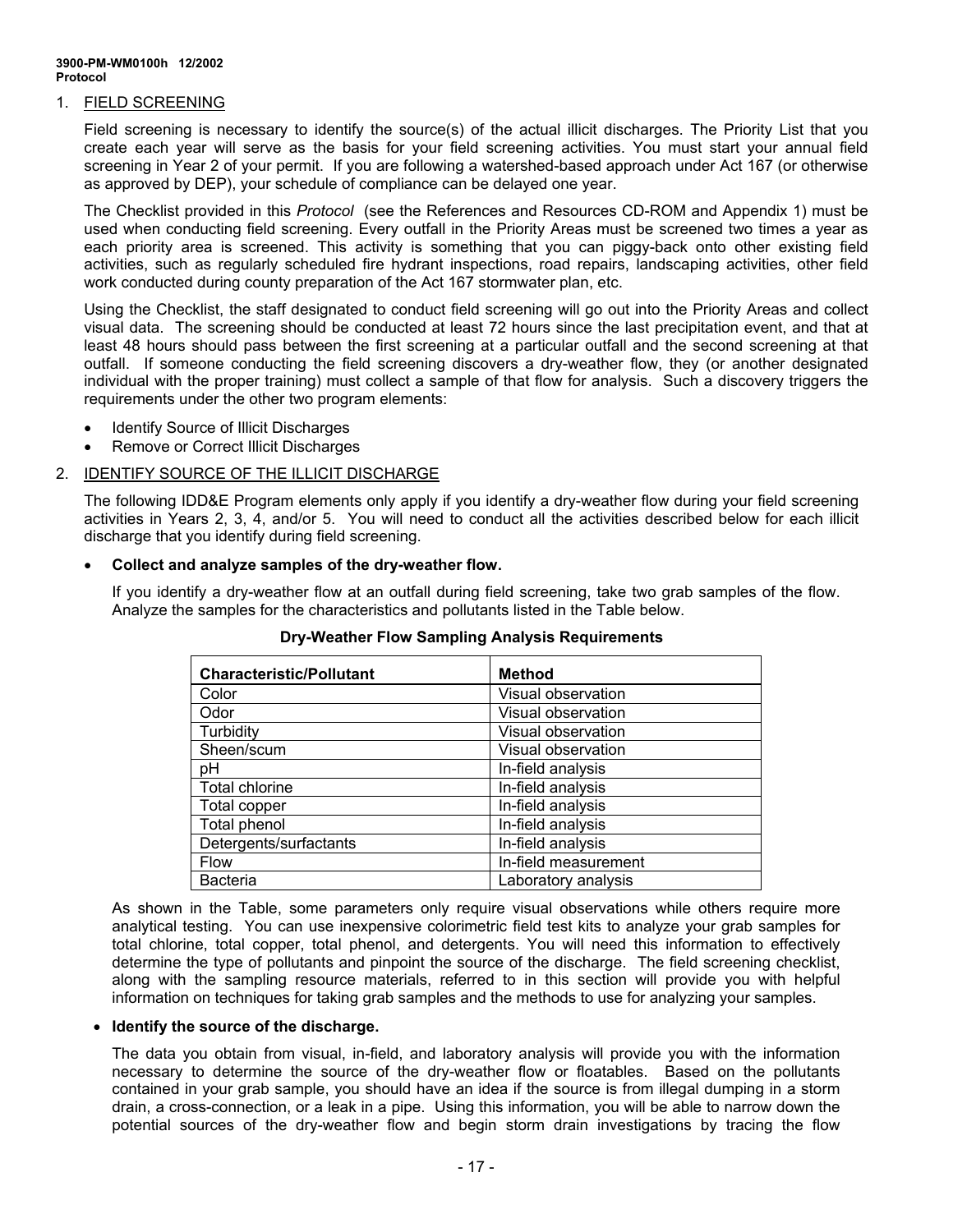1. FIELD SCREENING

   Field screening is necessary to identify the source(s) of the actual illicit discharges. The Priority List that you create each year will serve as the basis for your field screening activities. You must start your annual field screening in Year 2 of your permit. If you are following a watershed-based approach under Act 167 (or otherwise as approved by DEP), your schedule of compliance can be delayed one year.

   The Checklist provided in this *Protocol* (see the References and Resources CD-ROM and Appendix 1) must be used when conducting field screening. Every outfall in the Priority Areas must be screened two times a year as each priority area is screened. This activity is something that you can piggy-back onto other existing field activities, such as regularly scheduled fire hydrant inspections, road repairs, landscaping activities, other field work conducted during county preparation of the Act 167 stormwater plan, etc.

   Using the Checklist, the staff designated to conduct field screening will go out into the Priority Areas and collect visual data. The screening should be conducted at least 72 hours since the last precipitation event, and that at least 48 hours should pass between the first screening at a particular outfall and the second screening at that outfall. If someone conducting the field screening discovers a dry-weather flow, they (or another designated individual with the proper training) must collect a sample of that flow for analysis. Such a discovery triggers the requirements under the other two program elements:

   - Identify Source of Illicit Discharges
   - Remove or Correct Illicit Discharges

2. IDENTIFY SOURCE OF THE ILLICIT DISCHARGE

   The following IDD&E Program elements only apply if you identify a dry-weather flow during your field screening activities in Years 2, 3, 4, and/or 5. You will need to conduct all the activities described below for each illicit discharge that you identify during field screening.

   - **Collect and analyze samples of the dry-weather flow.**

     If you identify a dry-weather flow at an outfall during field screening, take two grab samples of the flow. Analyze the samples for the characteristics and pollutants listed in the Table below.

**Dry-Weather Flow Sampling Analysis Requirements**

| Characteristic/Pollutant | Method |
|---|---|
| Color | Visual observation |
| Odor | Visual observation |
| Turbidity | Visual observation |
| Sheen/scum | Visual observation |
| pH | In-field analysis |
| Total chlorine | In-field analysis |
| Total copper | In-field analysis |
| Total phenol | In-field analysis |
| Detergents/surfactants | In-field analysis |
| Flow | In-field measurement |
| Bacteria | Laboratory analysis |

     As shown in the Table, some parameters only require visual observations while others require more analytical testing. You can use inexpensive colorimetric field test kits to analyze your grab samples for total chlorine, total copper, total phenol, and detergents. You will need this information to effectively determine the type of pollutants and pinpoint the source of the discharge. The field screening checklist, along with the sampling resource materials, referred to in this section will provide you with helpful information on techniques for taking grab samples and the methods to use for analyzing your samples.

   - **Identify the source of the discharge.**

     The data you obtain from visual, in-field, and laboratory analysis will provide you with the information necessary to determine the source of the dry-weather flow or floatables. Based on the pollutants contained in your grab sample, you should have an idea if the source is from illegal dumping in a storm drain, a cross-connection, or a leak in a pipe. Using this information, you will be able to narrow down the potential sources of the dry-weather flow and begin storm drain investigations by tracing the flow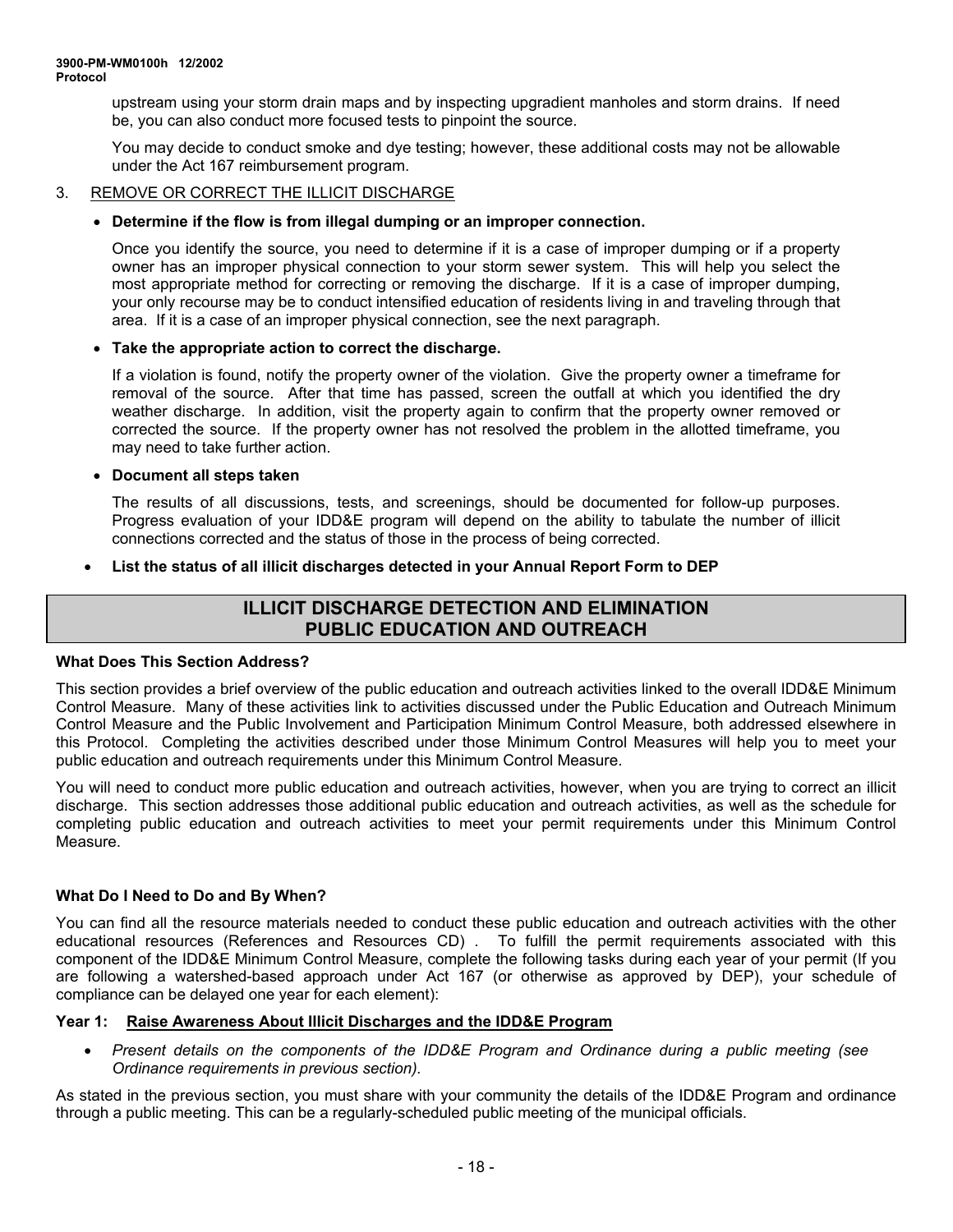upstream using your storm drain maps and by inspecting upgradient manholes and storm drains. If need be, you can also conduct more focused tests to pinpoint the source.

You may decide to conduct smoke and dye testing; however, these additional costs may not be allowable under the Act 167 reimbursement program.

3. REMOVE OR CORRECT THE ILLICIT DISCHARGE

- **Determine if the flow is from illegal dumping or an improper connection.**

  Once you identify the source, you need to determine if it is a case of improper dumping or if a property owner has an improper physical connection to your storm sewer system. This will help you select the most appropriate method for correcting or removing the discharge. If it is a case of improper dumping, your only recourse may be to conduct intensified education of residents living in and traveling through that area. If it is a case of an improper physical connection, see the next paragraph.

- **Take the appropriate action to correct the discharge.**

  If a violation is found, notify the property owner of the violation. Give the property owner a timeframe for removal of the source. After that time has passed, screen the outfall at which you identified the dry weather discharge. In addition, visit the property again to confirm that the property owner removed or corrected the source. If the property owner has not resolved the problem in the allotted timeframe, you may need to take further action.

- **Document all steps taken**

  The results of all discussions, tests, and screenings, should be documented for follow-up purposes. Progress evaluation of your IDD&E program will depend on the ability to tabulate the number of illicit connections corrected and the status of those in the process of being corrected.

- **List the status of all illicit discharges detected in your Annual Report Form to DEP**

## ILLICIT DISCHARGE DETECTION AND ELIMINATION PUBLIC EDUCATION AND OUTREACH

**What Does This Section Address?**

This section provides a brief overview of the public education and outreach activities linked to the overall IDD&E Minimum Control Measure. Many of these activities link to activities discussed under the Public Education and Outreach Minimum Control Measure and the Public Involvement and Participation Minimum Control Measure, both addressed elsewhere in this Protocol. Completing the activities described under those Minimum Control Measures will help you to meet your public education and outreach requirements under this Minimum Control Measure.

You will need to conduct more public education and outreach activities, however, when you are trying to correct an illicit discharge. This section addresses those additional public education and outreach activities, as well as the schedule for completing public education and outreach activities to meet your permit requirements under this Minimum Control Measure.

**What Do I Need to Do and By When?**

You can find all the resource materials needed to conduct these public education and outreach activities with the other educational resources (References and Resources CD) . To fulfill the permit requirements associated with this component of the IDD&E Minimum Control Measure, complete the following tasks during each year of your permit (If you are following a watershed-based approach under Act 167 (or otherwise as approved by DEP), your schedule of compliance can be delayed one year for each element):

**Year 1: Raise Awareness About Illicit Discharges and the IDD&E Program**

- *Present details on the components of the IDD&E Program and Ordinance during a public meeting (see Ordinance requirements in previous section).*

As stated in the previous section, you must share with your community the details of the IDD&E Program and ordinance through a public meeting. This can be a regularly-scheduled public meeting of the municipal officials.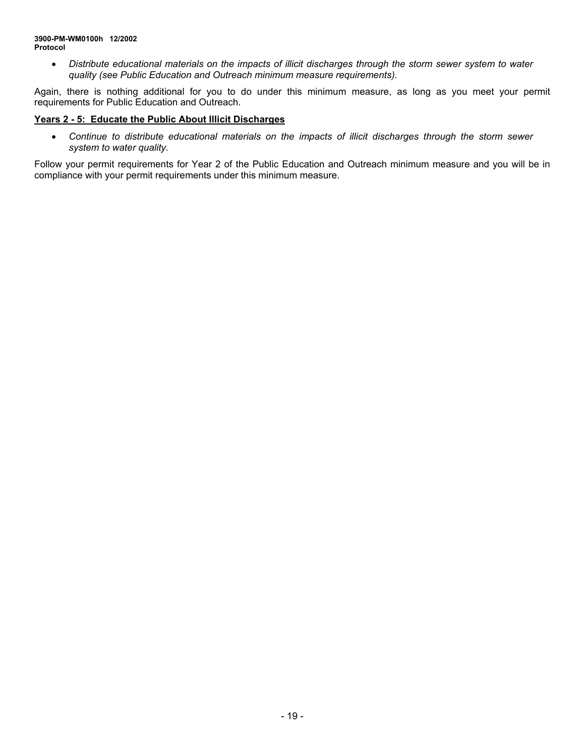- *Distribute educational materials on the impacts of illicit discharges through the storm sewer system to water quality (see Public Education and Outreach minimum measure requirements).*

Again, there is nothing additional for you to do under this minimum measure, as long as you meet your permit requirements for Public Education and Outreach.

**Years 2 - 5: Educate the Public About Illicit Discharges**

- *Continue to distribute educational materials on the impacts of illicit discharges through the storm sewer system to water quality.*

Follow your permit requirements for Year 2 of the Public Education and Outreach minimum measure and you will be in compliance with your permit requirements under this minimum measure.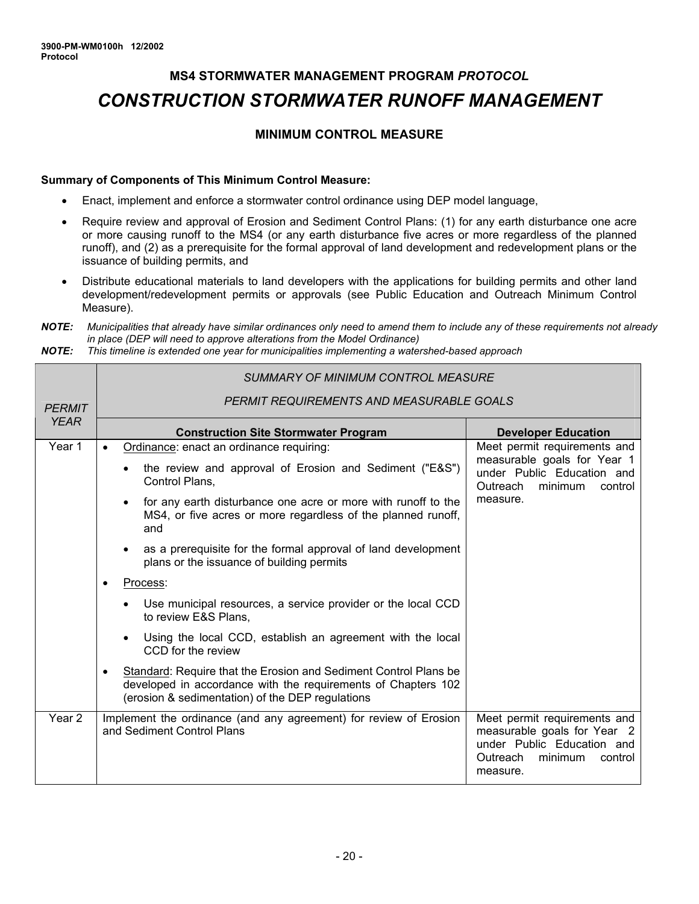3900-PM-WM0100h 12/2002
Protocol

## MS4 STORMWATER MANAGEMENT PROGRAM *PROTOCOL*

# *CONSTRUCTION STORMWATER RUNOFF MANAGEMENT*

### MINIMUM CONTROL MEASURE

**Summary of Components of This Minimum Control Measure:**

- Enact, implement and enforce a stormwater control ordinance using DEP model language,
- Require review and approval of Erosion and Sediment Control Plans: (1) for any earth disturbance one acre or more causing runoff to the MS4 (or any earth disturbance five acres or more regardless of the planned runoff), and (2) as a prerequisite for the formal approval of land development and redevelopment plans or the issuance of building permits, and
- Distribute educational materials to land developers with the applications for building permits and other land development/redevelopment permits or approvals (see Public Education and Outreach Minimum Control Measure).

***NOTE:*** *Municipalities that already have similar ordinances only need to amend them to include any of these requirements not already in place (DEP will need to approve alterations from the Model Ordinance)*

***NOTE:*** *This timeline is extended one year for municipalities implementing a watershed-based approach*

| *PERMIT YEAR* | *SUMMARY OF MINIMUM CONTROL MEASURE PERMIT REQUIREMENTS AND MEASURABLE GOALS* | |
|---|---|---|
| | **Construction Site Stormwater Program** | **Developer Education** |
| Year 1 | • Ordinance: enact an ordinance requiring:<br>• the review and approval of Erosion and Sediment ("E&S") Control Plans,<br>• for any earth disturbance one acre or more with runoff to the MS4, or five acres or more regardless of the planned runoff, and<br>• as a prerequisite for the formal approval of land development plans or the issuance of building permits<br>• Process:<br>• Use municipal resources, a service provider or the local CCD to review E&S Plans,<br>• Using the local CCD, establish an agreement with the local CCD for the review<br>• Standard: Require that the Erosion and Sediment Control Plans be developed in accordance with the requirements of Chapters 102 (erosion & sedimentation) of the DEP regulations | Meet permit requirements and measurable goals for Year 1 under Public Education and Outreach minimum control measure. |
| Year 2 | Implement the ordinance (and any agreement) for review of Erosion and Sediment Control Plans | Meet permit requirements and measurable goals for Year 2 under Public Education and Outreach minimum control measure. |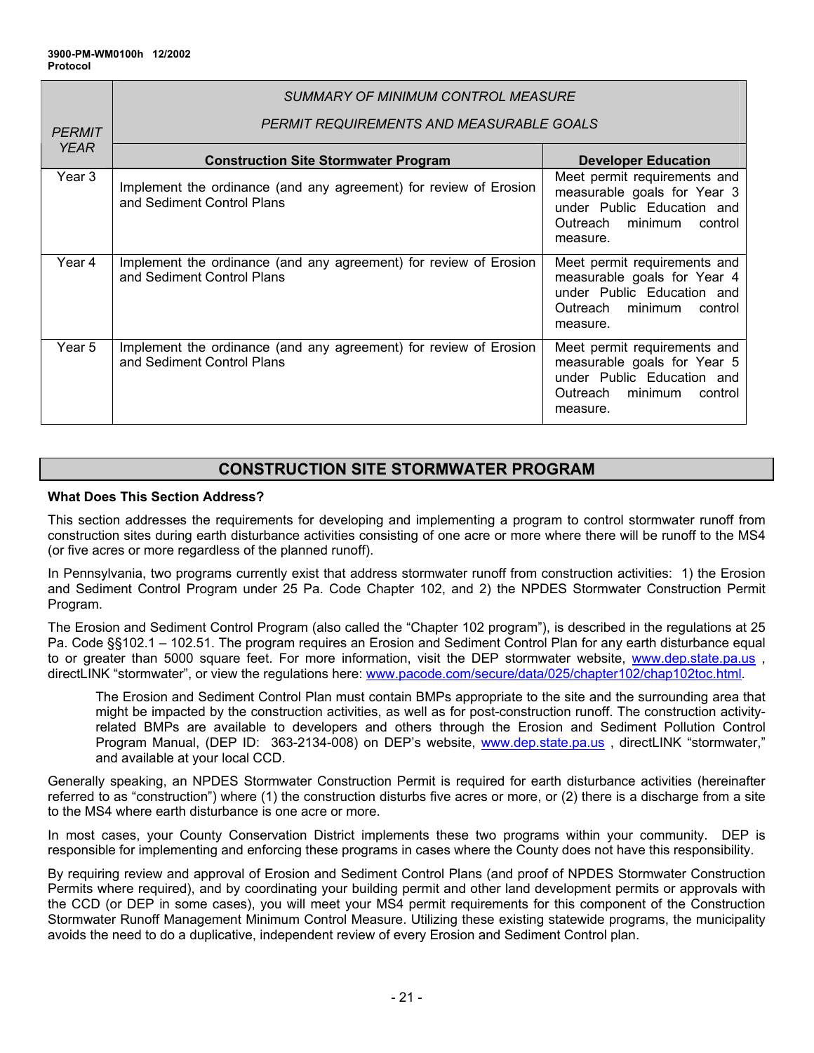| PERMIT YEAR | SUMMARY OF MINIMUM CONTROL MEASURE PERMIT REQUIREMENTS AND MEASURABLE GOALS | |
|---|---|---|
| | **Construction Site Stormwater Program** | **Developer Education** |
| Year 3 | Implement the ordinance (and any agreement) for review of Erosion and Sediment Control Plans | Meet permit requirements and measurable goals for Year 3 under Public Education and Outreach minimum control measure. |
| Year 4 | Implement the ordinance (and any agreement) for review of Erosion and Sediment Control Plans | Meet permit requirements and measurable goals for Year 4 under Public Education and Outreach minimum control measure. |
| Year 5 | Implement the ordinance (and any agreement) for review of Erosion and Sediment Control Plans | Meet permit requirements and measurable goals for Year 5 under Public Education and Outreach minimum control measure. |

## CONSTRUCTION SITE STORMWATER PROGRAM

**What Does This Section Address?**

This section addresses the requirements for developing and implementing a program to control stormwater runoff from construction sites during earth disturbance activities consisting of one acre or more where there will be runoff to the MS4 (or five acres or more regardless of the planned runoff).

In Pennsylvania, two programs currently exist that address stormwater runoff from construction activities: 1) the Erosion and Sediment Control Program under 25 Pa. Code Chapter 102, and 2) the NPDES Stormwater Construction Permit Program.

The Erosion and Sediment Control Program (also called the "Chapter 102 program"), is described in the regulations at 25 Pa. Code §§102.1 – 102.51. The program requires an Erosion and Sediment Control Plan for any earth disturbance equal to or greater than 5000 square feet. For more information, visit the DEP stormwater website, www.dep.state.pa.us , directLINK "stormwater", or view the regulations here: www.pacode.com/secure/data/025/chapter102/chap102toc.html.

> The Erosion and Sediment Control Plan must contain BMPs appropriate to the site and the surrounding area that might be impacted by the construction activities, as well as for post-construction runoff. The construction activity-related BMPs are available to developers and others through the Erosion and Sediment Pollution Control Program Manual, (DEP ID: 363-2134-008) on DEP's website, www.dep.state.pa.us , directLINK "stormwater," and available at your local CCD.

Generally speaking, an NPDES Stormwater Construction Permit is required for earth disturbance activities (hereinafter referred to as "construction") where (1) the construction disturbs five acres or more, or (2) there is a discharge from a site to the MS4 where earth disturbance is one acre or more.

In most cases, your County Conservation District implements these two programs within your community. DEP is responsible for implementing and enforcing these programs in cases where the County does not have this responsibility.

By requiring review and approval of Erosion and Sediment Control Plans (and proof of NPDES Stormwater Construction Permits where required), and by coordinating your building permit and other land development permits or approvals with the CCD (or DEP in some cases), you will meet your MS4 permit requirements for this component of the Construction Stormwater Runoff Management Minimum Control Measure. Utilizing these existing statewide programs, the municipality avoids the need to do a duplicative, independent review of every Erosion and Sediment Control plan.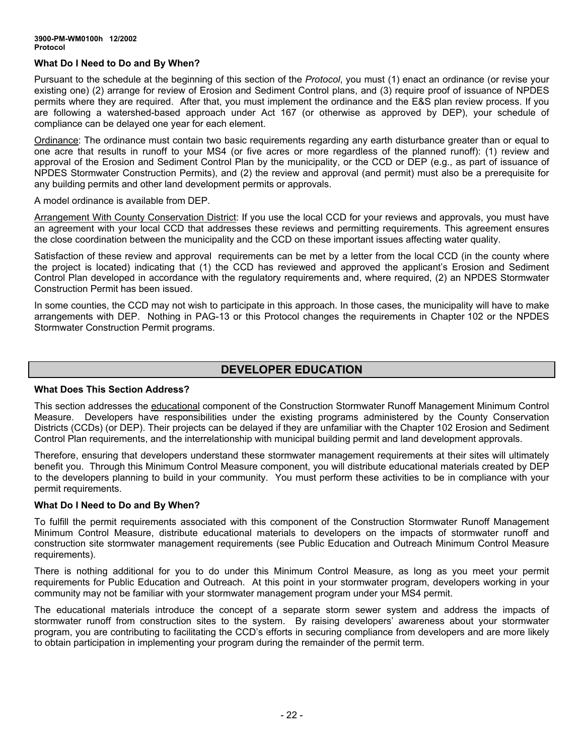**What Do I Need to Do and By When?**

Pursuant to the schedule at the beginning of this section of the *Protocol*, you must (1) enact an ordinance (or revise your existing one) (2) arrange for review of Erosion and Sediment Control plans, and (3) require proof of issuance of NPDES permits where they are required. After that, you must implement the ordinance and the E&S plan review process. If you are following a watershed-based approach under Act 167 (or otherwise as approved by DEP), your schedule of compliance can be delayed one year for each element.

Ordinance: The ordinance must contain two basic requirements regarding any earth disturbance greater than or equal to one acre that results in runoff to your MS4 (or five acres or more regardless of the planned runoff): (1) review and approval of the Erosion and Sediment Control Plan by the municipality, or the CCD or DEP (e.g., as part of issuance of NPDES Stormwater Construction Permits), and (2) the review and approval (and permit) must also be a prerequisite for any building permits and other land development permits or approvals.

A model ordinance is available from DEP.

Arrangement With County Conservation District: If you use the local CCD for your reviews and approvals, you must have an agreement with your local CCD that addresses these reviews and permitting requirements. This agreement ensures the close coordination between the municipality and the CCD on these important issues affecting water quality.

Satisfaction of these review and approval requirements can be met by a letter from the local CCD (in the county where the project is located) indicating that (1) the CCD has reviewed and approved the applicant's Erosion and Sediment Control Plan developed in accordance with the regulatory requirements and, where required, (2) an NPDES Stormwater Construction Permit has been issued.

In some counties, the CCD may not wish to participate in this approach. In those cases, the municipality will have to make arrangements with DEP. Nothing in PAG-13 or this Protocol changes the requirements in Chapter 102 or the NPDES Stormwater Construction Permit programs.

## DEVELOPER EDUCATION

**What Does This Section Address?**

This section addresses the educational component of the Construction Stormwater Runoff Management Minimum Control Measure. Developers have responsibilities under the existing programs administered by the County Conservation Districts (CCDs) (or DEP). Their projects can be delayed if they are unfamiliar with the Chapter 102 Erosion and Sediment Control Plan requirements, and the interrelationship with municipal building permit and land development approvals.

Therefore, ensuring that developers understand these stormwater management requirements at their sites will ultimately benefit you. Through this Minimum Control Measure component, you will distribute educational materials created by DEP to the developers planning to build in your community. You must perform these activities to be in compliance with your permit requirements.

**What Do I Need to Do and By When?**

To fulfill the permit requirements associated with this component of the Construction Stormwater Runoff Management Minimum Control Measure, distribute educational materials to developers on the impacts of stormwater runoff and construction site stormwater management requirements (see Public Education and Outreach Minimum Control Measure requirements).

There is nothing additional for you to do under this Minimum Control Measure, as long as you meet your permit requirements for Public Education and Outreach. At this point in your stormwater program, developers working in your community may not be familiar with your stormwater management program under your MS4 permit.

The educational materials introduce the concept of a separate storm sewer system and address the impacts of stormwater runoff from construction sites to the system. By raising developers' awareness about your stormwater program, you are contributing to facilitating the CCD's efforts in securing compliance from developers and are more likely to obtain participation in implementing your program during the remainder of the permit term.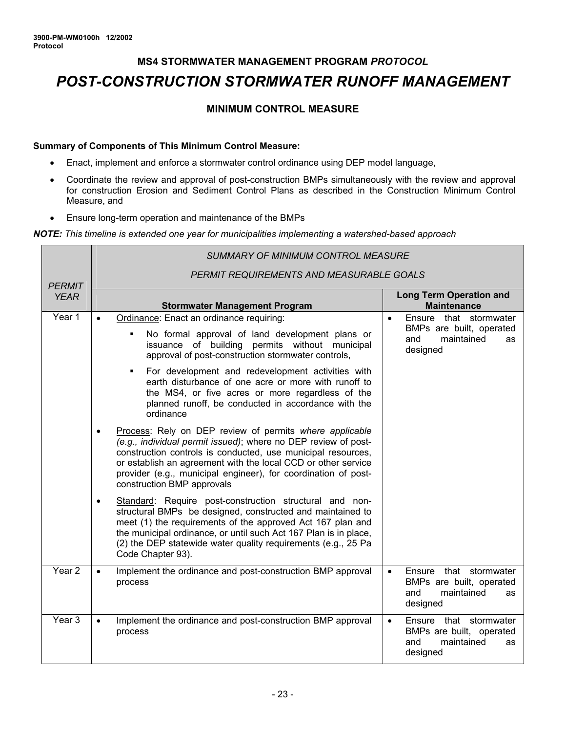3900-PM-WM0100h 12/2002
Protocol

## MS4 STORMWATER MANAGEMENT PROGRAM *PROTOCOL*

# *POST-CONSTRUCTION STORMWATER RUNOFF MANAGEMENT*

### MINIMUM CONTROL MEASURE

**Summary of Components of This Minimum Control Measure:**

- Enact, implement and enforce a stormwater control ordinance using DEP model language,
- Coordinate the review and approval of post-construction BMPs simultaneously with the review and approval for construction Erosion and Sediment Control Plans as described in the Construction Minimum Control Measure, and
- Ensure long-term operation and maintenance of the BMPs

***NOTE:*** *This timeline is extended one year for municipalities implementing a watershed-based approach*

| *PERMIT YEAR* | *SUMMARY OF MINIMUM CONTROL MEASURE PERMIT REQUIREMENTS AND MEASURABLE GOALS* | |
|---|---|---|
| | **Stormwater Management Program** | **Long Term Operation and Maintenance** |
| Year 1 | • Ordinance: Enact an ordinance requiring:<br>▪ No formal approval of land development plans or issuance of building permits without municipal approval of post-construction stormwater controls,<br>▪ For development and redevelopment activities with earth disturbance of one acre or more with runoff to the MS4, or five acres or more regardless of the planned runoff, be conducted in accordance with the ordinance<br>• Process: Rely on DEP review of permits *where applicable (e.g., individual permit issued)*; where no DEP review of post-construction controls is conducted, use municipal resources, or establish an agreement with the local CCD or other service provider (e.g., municipal engineer), for coordination of post-construction BMP approvals<br>• Standard: Require post-construction structural and non-structural BMPs be designed, constructed and maintained to meet (1) the requirements of the approved Act 167 plan and the municipal ordinance, or until such Act 167 Plan is in place, (2) the DEP statewide water quality requirements (e.g., 25 Pa Code Chapter 93). | • Ensure that stormwater BMPs are built, operated and maintained as designed |
| Year 2 | • Implement the ordinance and post-construction BMP approval process | • Ensure that stormwater BMPs are built, operated and maintained as designed |
| Year 3 | • Implement the ordinance and post-construction BMP approval process | • Ensure that stormwater BMPs are built, operated and maintained as designed |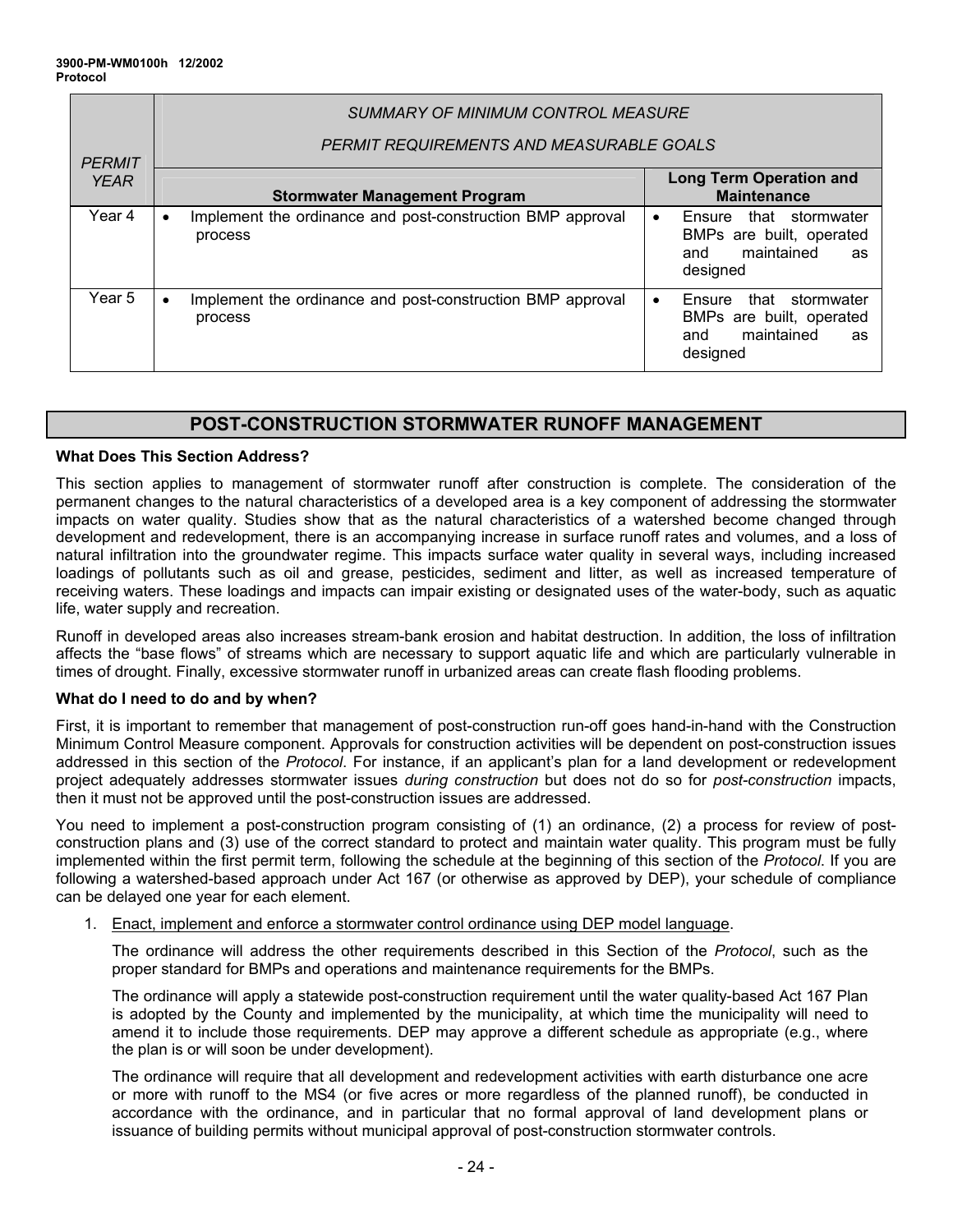| PERMIT YEAR | SUMMARY OF MINIMUM CONTROL MEASURE PERMIT REQUIREMENTS AND MEASURABLE GOALS | |
|---|---|---|
| | **Stormwater Management Program** | **Long Term Operation and Maintenance** |
| Year 4 | • Implement the ordinance and post-construction BMP approval process | • Ensure that stormwater BMPs are built, operated and maintained as designed |
| Year 5 | • Implement the ordinance and post-construction BMP approval process | • Ensure that stormwater BMPs are built, operated and maintained as designed |

## POST-CONSTRUCTION STORMWATER RUNOFF MANAGEMENT

**What Does This Section Address?**

This section applies to management of stormwater runoff after construction is complete. The consideration of the permanent changes to the natural characteristics of a developed area is a key component of addressing the stormwater impacts on water quality. Studies show that as the natural characteristics of a watershed become changed through development and redevelopment, there is an accompanying increase in surface runoff rates and volumes, and a loss of natural infiltration into the groundwater regime. This impacts surface water quality in several ways, including increased loadings of pollutants such as oil and grease, pesticides, sediment and litter, as well as increased temperature of receiving waters. These loadings and impacts can impair existing or designated uses of the water-body, such as aquatic life, water supply and recreation.

Runoff in developed areas also increases stream-bank erosion and habitat destruction. In addition, the loss of infiltration affects the "base flows" of streams which are necessary to support aquatic life and which are particularly vulnerable in times of drought. Finally, excessive stormwater runoff in urbanized areas can create flash flooding problems.

**What do I need to do and by when?**

First, it is important to remember that management of post-construction run-off goes hand-in-hand with the Construction Minimum Control Measure component. Approvals for construction activities will be dependent on post-construction issues addressed in this section of the *Protocol*. For instance, if an applicant's plan for a land development or redevelopment project adequately addresses stormwater issues *during construction* but does not do so for *post-construction* impacts, then it must not be approved until the post-construction issues are addressed.

You need to implement a post-construction program consisting of (1) an ordinance, (2) a process for review of post-construction plans and (3) use of the correct standard to protect and maintain water quality. This program must be fully implemented within the first permit term, following the schedule at the beginning of this section of the *Protocol*. If you are following a watershed-based approach under Act 167 (or otherwise as approved by DEP), your schedule of compliance can be delayed one year for each element.

1. Enact, implement and enforce a stormwater control ordinance using DEP model language.

   The ordinance will address the other requirements described in this Section of the *Protocol*, such as the proper standard for BMPs and operations and maintenance requirements for the BMPs.

   The ordinance will apply a statewide post-construction requirement until the water quality-based Act 167 Plan is adopted by the County and implemented by the municipality, at which time the municipality will need to amend it to include those requirements. DEP may approve a different schedule as appropriate (e.g., where the plan is or will soon be under development).

   The ordinance will require that all development and redevelopment activities with earth disturbance one acre or more with runoff to the MS4 (or five acres or more regardless of the planned runoff), be conducted in accordance with the ordinance, and in particular that no formal approval of land development plans or issuance of building permits without municipal approval of post-construction stormwater controls.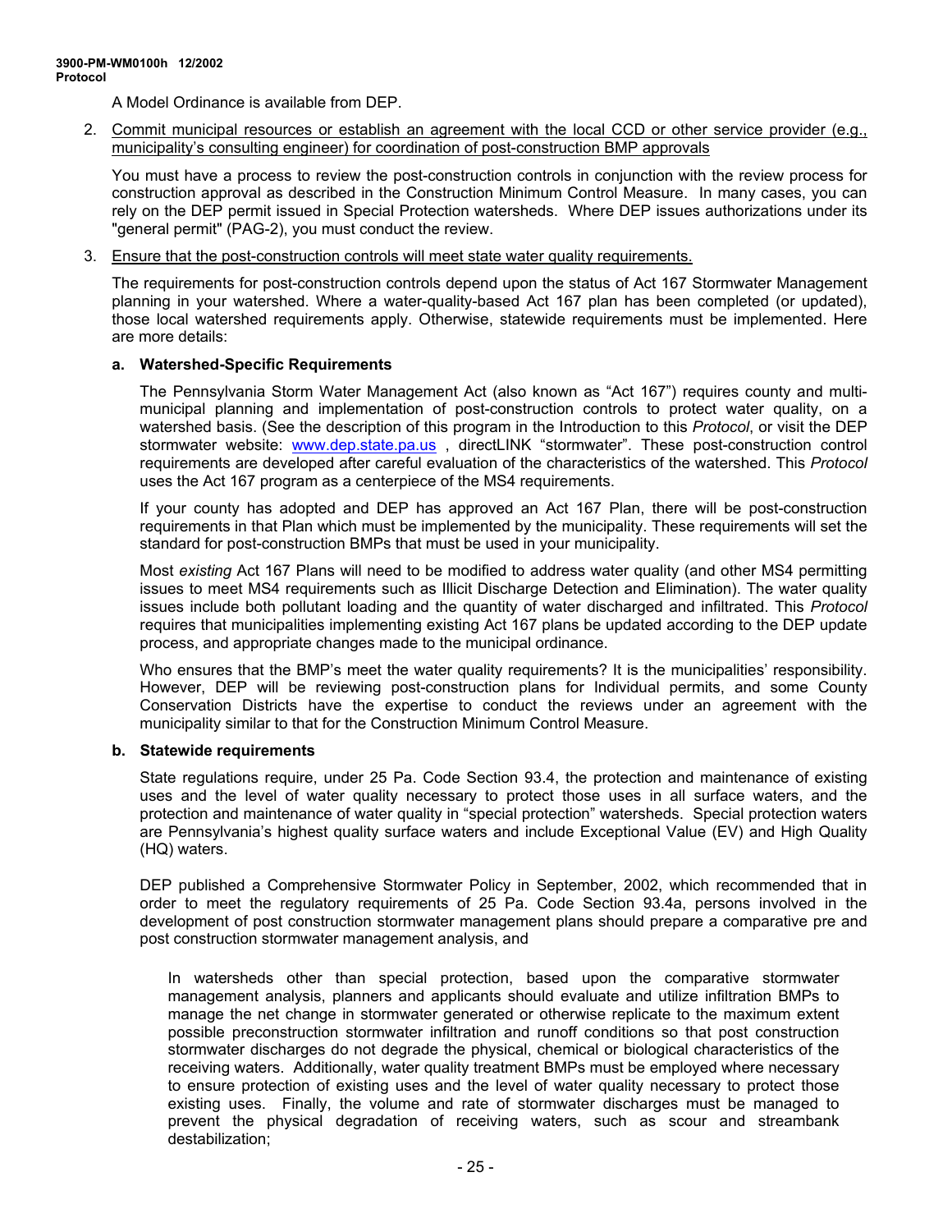A Model Ordinance is available from DEP.

2. <u>Commit municipal resources or establish an agreement with the local CCD or other service provider (e.g., municipality's consulting engineer) for coordination of post-construction BMP approvals</u>

   You must have a process to review the post-construction controls in conjunction with the review process for construction approval as described in the Construction Minimum Control Measure. In many cases, you can rely on the DEP permit issued in Special Protection watersheds. Where DEP issues authorizations under its "general permit" (PAG-2), you must conduct the review.

3. <u>Ensure that the post-construction controls will meet state water quality requirements.</u>

   The requirements for post-construction controls depend upon the status of Act 167 Stormwater Management planning in your watershed. Where a water-quality-based Act 167 plan has been completed (or updated), those local watershed requirements apply. Otherwise, statewide requirements must be implemented. Here are more details:

   **a. Watershed-Specific Requirements**

   The Pennsylvania Storm Water Management Act (also known as "Act 167") requires county and multi-municipal planning and implementation of post-construction controls to protect water quality, on a watershed basis. (See the description of this program in the Introduction to this *Protocol*, or visit the DEP stormwater website: [www.dep.state.pa.us](http://www.dep.state.pa.us) , directLINK "stormwater". These post-construction control requirements are developed after careful evaluation of the characteristics of the watershed. This *Protocol* uses the Act 167 program as a centerpiece of the MS4 requirements.

   If your county has adopted and DEP has approved an Act 167 Plan, there will be post-construction requirements in that Plan which must be implemented by the municipality. These requirements will set the standard for post-construction BMPs that must be used in your municipality.

   Most *existing* Act 167 Plans will need to be modified to address water quality (and other MS4 permitting issues to meet MS4 requirements such as Illicit Discharge Detection and Elimination). The water quality issues include both pollutant loading and the quantity of water discharged and infiltrated. This *Protocol* requires that municipalities implementing existing Act 167 plans be updated according to the DEP update process, and appropriate changes made to the municipal ordinance.

   Who ensures that the BMP's meet the water quality requirements? It is the municipalities' responsibility. However, DEP will be reviewing post-construction plans for Individual permits, and some County Conservation Districts have the expertise to conduct the reviews under an agreement with the municipality similar to that for the Construction Minimum Control Measure.

   **b. Statewide requirements**

   State regulations require, under 25 Pa. Code Section 93.4, the protection and maintenance of existing uses and the level of water quality necessary to protect those uses in all surface waters, and the protection and maintenance of water quality in "special protection" watersheds. Special protection waters are Pennsylvania's highest quality surface waters and include Exceptional Value (EV) and High Quality (HQ) waters.

   DEP published a Comprehensive Stormwater Policy in September, 2002, which recommended that in order to meet the regulatory requirements of 25 Pa. Code Section 93.4a, persons involved in the development of post construction stormwater management plans should prepare a comparative pre and post construction stormwater management analysis, and

   > In watersheds other than special protection, based upon the comparative stormwater management analysis, planners and applicants should evaluate and utilize infiltration BMPs to manage the net change in stormwater generated or otherwise replicate to the maximum extent possible preconstruction stormwater infiltration and runoff conditions so that post construction stormwater discharges do not degrade the physical, chemical or biological characteristics of the receiving waters. Additionally, water quality treatment BMPs must be employed where necessary to ensure protection of existing uses and the level of water quality necessary to protect those existing uses. Finally, the volume and rate of stormwater discharges must be managed to prevent the physical degradation of receiving waters, such as scour and streambank destabilization;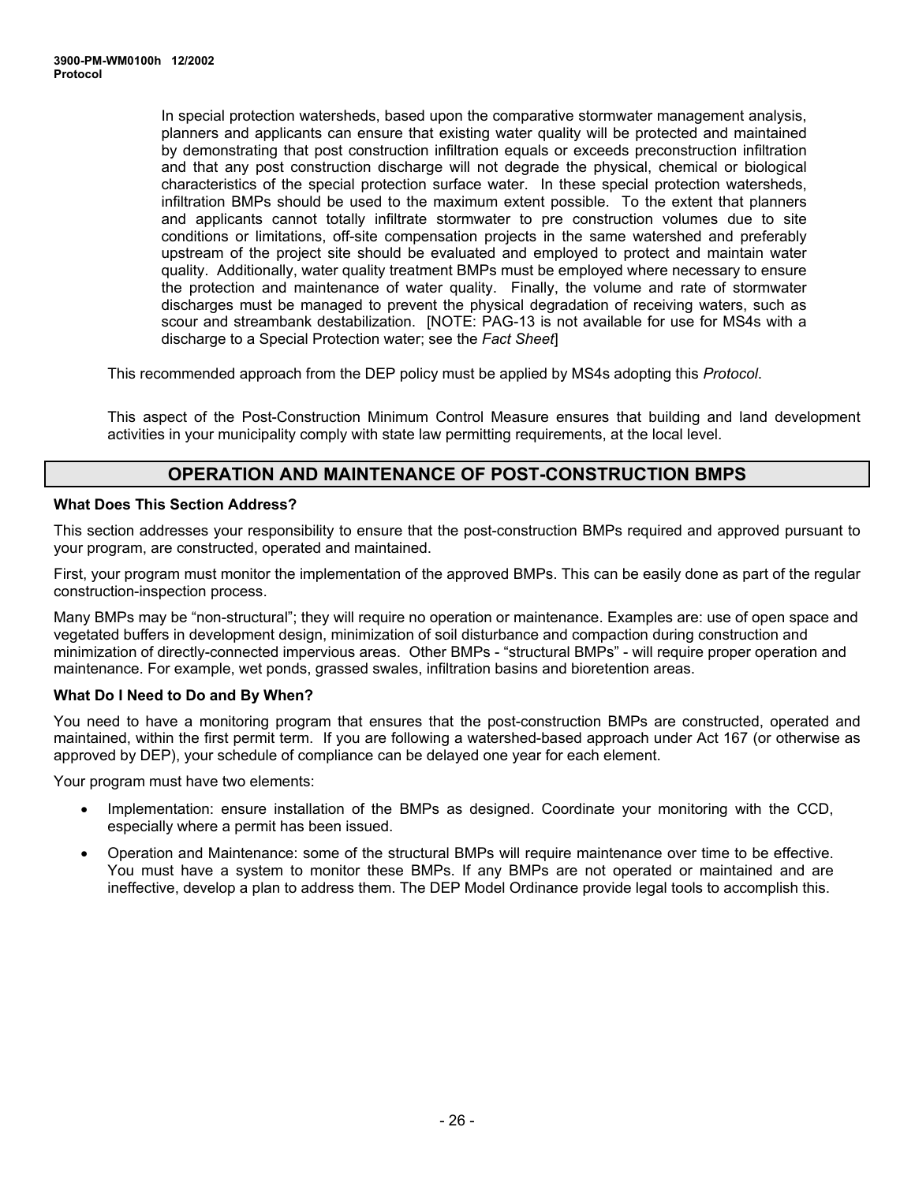In special protection watersheds, based upon the comparative stormwater management analysis, planners and applicants can ensure that existing water quality will be protected and maintained by demonstrating that post construction infiltration equals or exceeds preconstruction infiltration and that any post construction discharge will not degrade the physical, chemical or biological characteristics of the special protection surface water. In these special protection watersheds, infiltration BMPs should be used to the maximum extent possible. To the extent that planners and applicants cannot totally infiltrate stormwater to pre construction volumes due to site conditions or limitations, off-site compensation projects in the same watershed and preferably upstream of the project site should be evaluated and employed to protect and maintain water quality. Additionally, water quality treatment BMPs must be employed where necessary to ensure the protection and maintenance of water quality. Finally, the volume and rate of stormwater discharges must be managed to prevent the physical degradation of receiving waters, such as scour and streambank destabilization. [NOTE: PAG-13 is not available for use for MS4s with a discharge to a Special Protection water; see the *Fact Sheet*]

This recommended approach from the DEP policy must be applied by MS4s adopting this *Protocol*.

This aspect of the Post-Construction Minimum Control Measure ensures that building and land development activities in your municipality comply with state law permitting requirements, at the local level.

## OPERATION AND MAINTENANCE OF POST-CONSTRUCTION BMPS

**What Does This Section Address?**

This section addresses your responsibility to ensure that the post-construction BMPs required and approved pursuant to your program, are constructed, operated and maintained.

First, your program must monitor the implementation of the approved BMPs. This can be easily done as part of the regular construction-inspection process.

Many BMPs may be "non-structural"; they will require no operation or maintenance. Examples are: use of open space and vegetated buffers in development design, minimization of soil disturbance and compaction during construction and minimization of directly-connected impervious areas. Other BMPs - "structural BMPs" - will require proper operation and maintenance. For example, wet ponds, grassed swales, infiltration basins and bioretention areas.

**What Do I Need to Do and By When?**

You need to have a monitoring program that ensures that the post-construction BMPs are constructed, operated and maintained, within the first permit term. If you are following a watershed-based approach under Act 167 (or otherwise as approved by DEP), your schedule of compliance can be delayed one year for each element.

Your program must have two elements:

- Implementation: ensure installation of the BMPs as designed. Coordinate your monitoring with the CCD, especially where a permit has been issued.
- Operation and Maintenance: some of the structural BMPs will require maintenance over time to be effective. You must have a system to monitor these BMPs. If any BMPs are not operated or maintained and are ineffective, develop a plan to address them. The DEP Model Ordinance provide legal tools to accomplish this.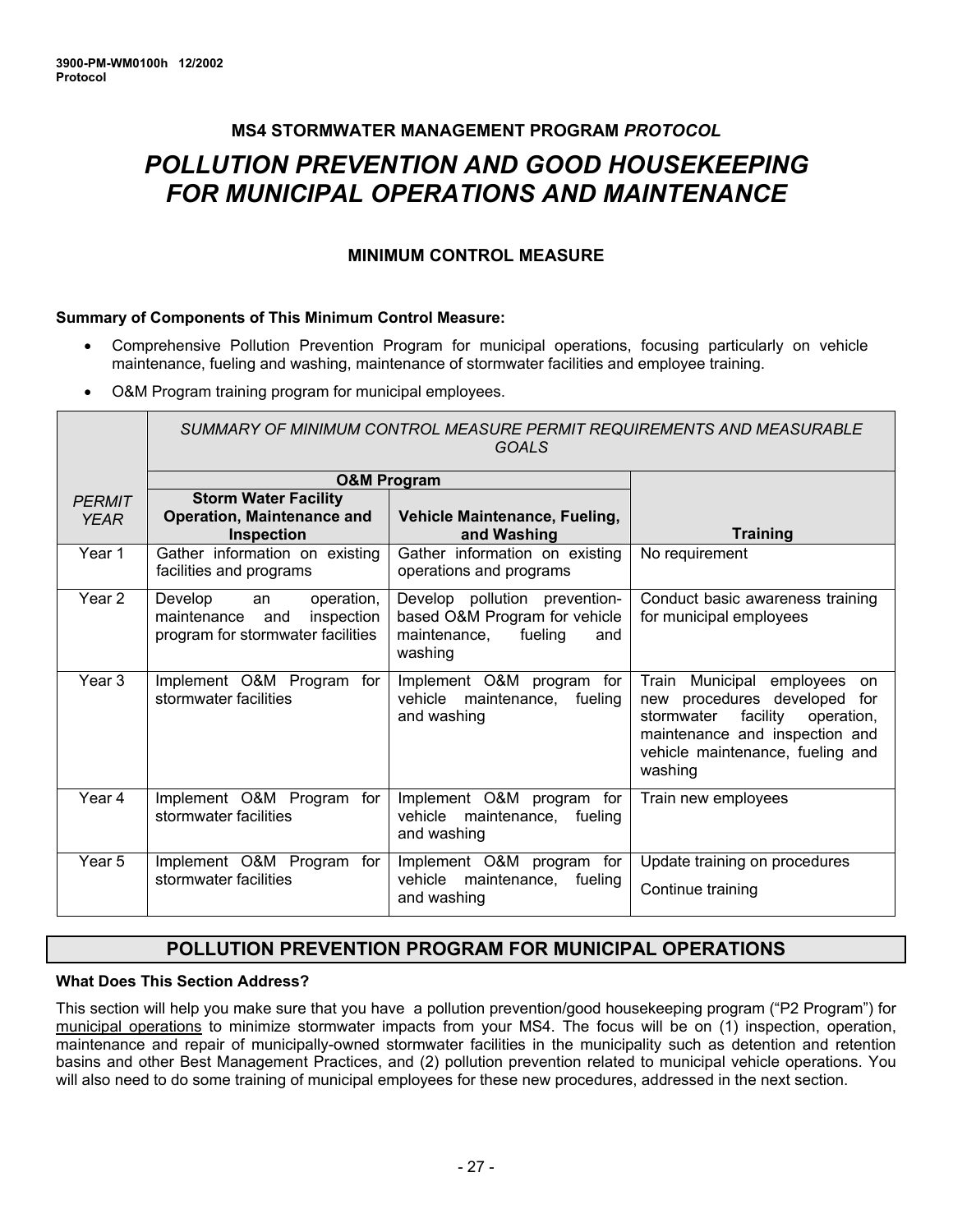3900-PM-WM0100h 12/2002
Protocol

**MS4 STORMWATER MANAGEMENT PROGRAM *PROTOCOL***

# *POLLUTION PREVENTION AND GOOD HOUSEKEEPING FOR MUNICIPAL OPERATIONS AND MAINTENANCE*

**MINIMUM CONTROL MEASURE**

**Summary of Components of This Minimum Control Measure:**

- Comprehensive Pollution Prevention Program for municipal operations, focusing particularly on vehicle maintenance, fueling and washing, maintenance of stormwater facilities and employee training.
- O&M Program training program for municipal employees.

| | *SUMMARY OF MINIMUM CONTROL MEASURE PERMIT REQUIREMENTS AND MEASURABLE GOALS* | | |
|---|---|---|---|
| | **O&M Program** | | |
| *PERMIT YEAR* | **Storm Water Facility Operation, Maintenance and Inspection** | **Vehicle Maintenance, Fueling, and Washing** | **Training** |
| Year 1 | Gather information on existing facilities and programs | Gather information on existing operations and programs | No requirement |
| Year 2 | Develop an operation, maintenance and inspection program for stormwater facilities | Develop pollution prevention-based O&M Program for vehicle maintenance, fueling and washing | Conduct basic awareness training for municipal employees |
| Year 3 | Implement O&M Program for stormwater facilities | Implement O&M program for vehicle maintenance, fueling and washing | Train Municipal employees on new procedures developed for stormwater facility operation, maintenance and inspection and vehicle maintenance, fueling and washing |
| Year 4 | Implement O&M Program for stormwater facilities | Implement O&M program for vehicle maintenance, fueling and washing | Train new employees |
| Year 5 | Implement O&M Program for stormwater facilities | Implement O&M program for vehicle maintenance, fueling and washing | Update training on procedures<br>Continue training |

## POLLUTION PREVENTION PROGRAM FOR MUNICIPAL OPERATIONS

**What Does This Section Address?**

This section will help you make sure that you have a pollution prevention/good housekeeping program ("P2 Program") for municipal operations to minimize stormwater impacts from your MS4. The focus will be on (1) inspection, operation, maintenance and repair of municipally-owned stormwater facilities in the municipality such as detention and retention basins and other Best Management Practices, and (2) pollution prevention related to municipal vehicle operations. You will also need to do some training of municipal employees for these new procedures, addressed in the next section.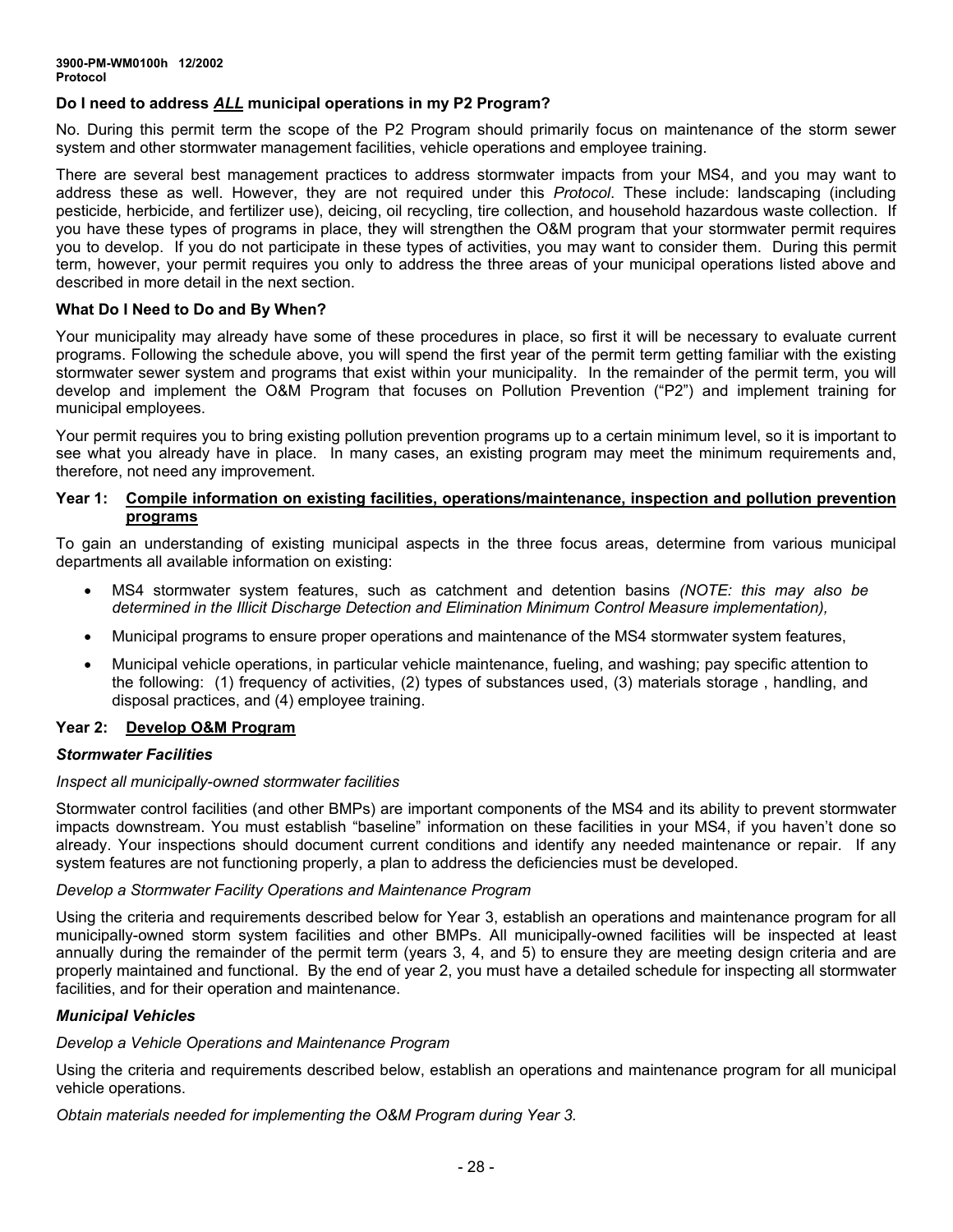**Do I need to address *ALL* municipal operations in my P2 Program?**

No. During this permit term the scope of the P2 Program should primarily focus on maintenance of the storm sewer system and other stormwater management facilities, vehicle operations and employee training.

There are several best management practices to address stormwater impacts from your MS4, and you may want to address these as well. However, they are not required under this *Protocol*. These include: landscaping (including pesticide, herbicide, and fertilizer use), deicing, oil recycling, tire collection, and household hazardous waste collection. If you have these types of programs in place, they will strengthen the O&M program that your stormwater permit requires you to develop. If you do not participate in these types of activities, you may want to consider them. During this permit term, however, your permit requires you only to address the three areas of your municipal operations listed above and described in more detail in the next section.

**What Do I Need to Do and By When?**

Your municipality may already have some of these procedures in place, so first it will be necessary to evaluate current programs. Following the schedule above, you will spend the first year of the permit term getting familiar with the existing stormwater sewer system and programs that exist within your municipality. In the remainder of the permit term, you will develop and implement the O&M Program that focuses on Pollution Prevention ("P2") and implement training for municipal employees.

Your permit requires you to bring existing pollution prevention programs up to a certain minimum level, so it is important to see what you already have in place. In many cases, an existing program may meet the minimum requirements and, therefore, not need any improvement.

**Year 1: Compile information on existing facilities, operations/maintenance, inspection and pollution prevention programs**

To gain an understanding of existing municipal aspects in the three focus areas, determine from various municipal departments all available information on existing:

- MS4 stormwater system features, such as catchment and detention basins *(NOTE: this may also be determined in the Illicit Discharge Detection and Elimination Minimum Control Measure implementation),*
- Municipal programs to ensure proper operations and maintenance of the MS4 stormwater system features,
- Municipal vehicle operations, in particular vehicle maintenance, fueling, and washing; pay specific attention to the following: (1) frequency of activities, (2) types of substances used, (3) materials storage , handling, and disposal practices, and (4) employee training.

**Year 2: Develop O&M Program**

***Stormwater Facilities***

*Inspect all municipally-owned stormwater facilities*

Stormwater control facilities (and other BMPs) are important components of the MS4 and its ability to prevent stormwater impacts downstream. You must establish "baseline" information on these facilities in your MS4, if you haven't done so already. Your inspections should document current conditions and identify any needed maintenance or repair. If any system features are not functioning properly, a plan to address the deficiencies must be developed.

*Develop a Stormwater Facility Operations and Maintenance Program*

Using the criteria and requirements described below for Year 3, establish an operations and maintenance program for all municipally-owned storm system facilities and other BMPs. All municipally-owned facilities will be inspected at least annually during the remainder of the permit term (years 3, 4, and 5) to ensure they are meeting design criteria and are properly maintained and functional. By the end of year 2, you must have a detailed schedule for inspecting all stormwater facilities, and for their operation and maintenance.

***Municipal Vehicles***

*Develop a Vehicle Operations and Maintenance Program*

Using the criteria and requirements described below, establish an operations and maintenance program for all municipal vehicle operations.

*Obtain materials needed for implementing the O&M Program during Year 3.*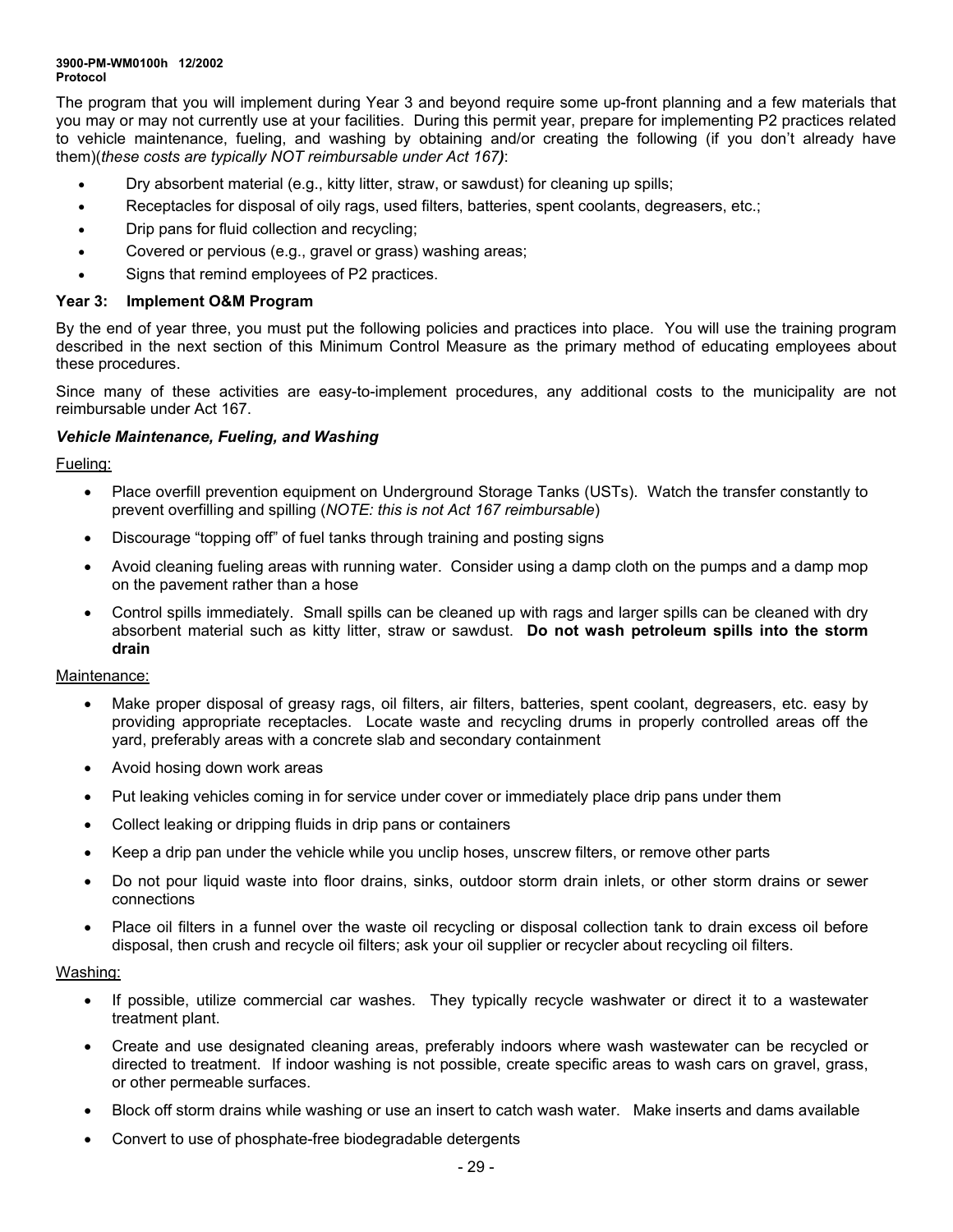The program that you will implement during Year 3 and beyond require some up-front planning and a few materials that you may or may not currently use at your facilities. During this permit year, prepare for implementing P2 practices related to vehicle maintenance, fueling, and washing by obtaining and/or creating the following (if you don't already have them)(*these costs are typically NOT reimbursable under Act 167)*:

- Dry absorbent material (e.g., kitty litter, straw, or sawdust) for cleaning up spills;
- Receptacles for disposal of oily rags, used filters, batteries, spent coolants, degreasers, etc.;
- Drip pans for fluid collection and recycling;
- Covered or pervious (e.g., gravel or grass) washing areas;
- Signs that remind employees of P2 practices.

### Year 3: Implement O&M Program

By the end of year three, you must put the following policies and practices into place. You will use the training program described in the next section of this Minimum Control Measure as the primary method of educating employees about these procedures.

Since many of these activities are easy-to-implement procedures, any additional costs to the municipality are not reimbursable under Act 167.

#### *Vehicle Maintenance, Fueling, and Washing*

<u>Fueling:</u>

- Place overfill prevention equipment on Underground Storage Tanks (USTs). Watch the transfer constantly to prevent overfilling and spilling (*NOTE: this is not Act 167 reimbursable*)
- Discourage "topping off" of fuel tanks through training and posting signs
- Avoid cleaning fueling areas with running water. Consider using a damp cloth on the pumps and a damp mop on the pavement rather than a hose
- Control spills immediately. Small spills can be cleaned up with rags and larger spills can be cleaned with dry absorbent material such as kitty litter, straw or sawdust. **Do not wash petroleum spills into the storm drain**

<u>Maintenance:</u>

- Make proper disposal of greasy rags, oil filters, air filters, batteries, spent coolant, degreasers, etc. easy by providing appropriate receptacles. Locate waste and recycling drums in properly controlled areas off the yard, preferably areas with a concrete slab and secondary containment
- Avoid hosing down work areas
- Put leaking vehicles coming in for service under cover or immediately place drip pans under them
- Collect leaking or dripping fluids in drip pans or containers
- Keep a drip pan under the vehicle while you unclip hoses, unscrew filters, or remove other parts
- Do not pour liquid waste into floor drains, sinks, outdoor storm drain inlets, or other storm drains or sewer connections
- Place oil filters in a funnel over the waste oil recycling or disposal collection tank to drain excess oil before disposal, then crush and recycle oil filters; ask your oil supplier or recycler about recycling oil filters.

<u>Washing:</u>

- If possible, utilize commercial car washes. They typically recycle washwater or direct it to a wastewater treatment plant.
- Create and use designated cleaning areas, preferably indoors where wash wastewater can be recycled or directed to treatment. If indoor washing is not possible, create specific areas to wash cars on gravel, grass, or other permeable surfaces.
- Block off storm drains while washing or use an insert to catch wash water. Make inserts and dams available
- Convert to use of phosphate-free biodegradable detergents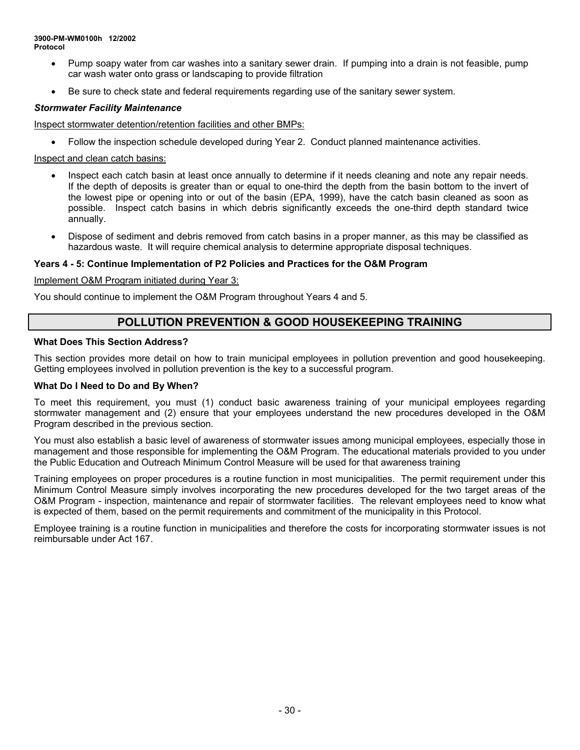- Pump soapy water from car washes into a sanitary sewer drain. If pumping into a drain is not feasible, pump car wash water onto grass or landscaping to provide filtration
- Be sure to check state and federal requirements regarding use of the sanitary sewer system.

***Stormwater Facility Maintenance***

<u>Inspect stormwater detention/retention facilities and other BMPs:</u>

- Follow the inspection schedule developed during Year 2. Conduct planned maintenance activities.

<u>Inspect and clean catch basins:</u>

- Inspect each catch basin at least once annually to determine if it needs cleaning and note any repair needs. If the depth of deposits is greater than or equal to one-third the depth from the basin bottom to the invert of the lowest pipe or opening into or out of the basin (EPA, 1999), have the catch basin cleaned as soon as possible. Inspect catch basins in which debris significantly exceeds the one-third depth standard twice annually.
- Dispose of sediment and debris removed from catch basins in a proper manner, as this may be classified as hazardous waste. It will require chemical analysis to determine appropriate disposal techniques.

**Years 4 - 5: Continue Implementation of P2 Policies and Practices for the O&M Program**

<u>Implement O&M Program initiated during Year 3:</u>

You should continue to implement the O&M Program throughout Years 4 and 5.

## POLLUTION PREVENTION & GOOD HOUSEKEEPING TRAINING

**What Does This Section Address?**

This section provides more detail on how to train municipal employees in pollution prevention and good housekeeping. Getting employees involved in pollution prevention is the key to a successful program.

**What Do I Need to Do and By When?**

To meet this requirement, you must (1) conduct basic awareness training of your municipal employees regarding stormwater management and (2) ensure that your employees understand the new procedures developed in the O&M Program described in the previous section.

You must also establish a basic level of awareness of stormwater issues among municipal employees, especially those in management and those responsible for implementing the O&M Program. The educational materials provided to you under the Public Education and Outreach Minimum Control Measure will be used for that awareness training

Training employees on proper procedures is a routine function in most municipalities. The permit requirement under this Minimum Control Measure simply involves incorporating the new procedures developed for the two target areas of the O&M Program - inspection, maintenance and repair of stormwater facilities. The relevant employees need to know what is expected of them, based on the permit requirements and commitment of the municipality in this Protocol.

Employee training is a routine function in municipalities and therefore the costs for incorporating stormwater issues is not reimbursable under Act 167.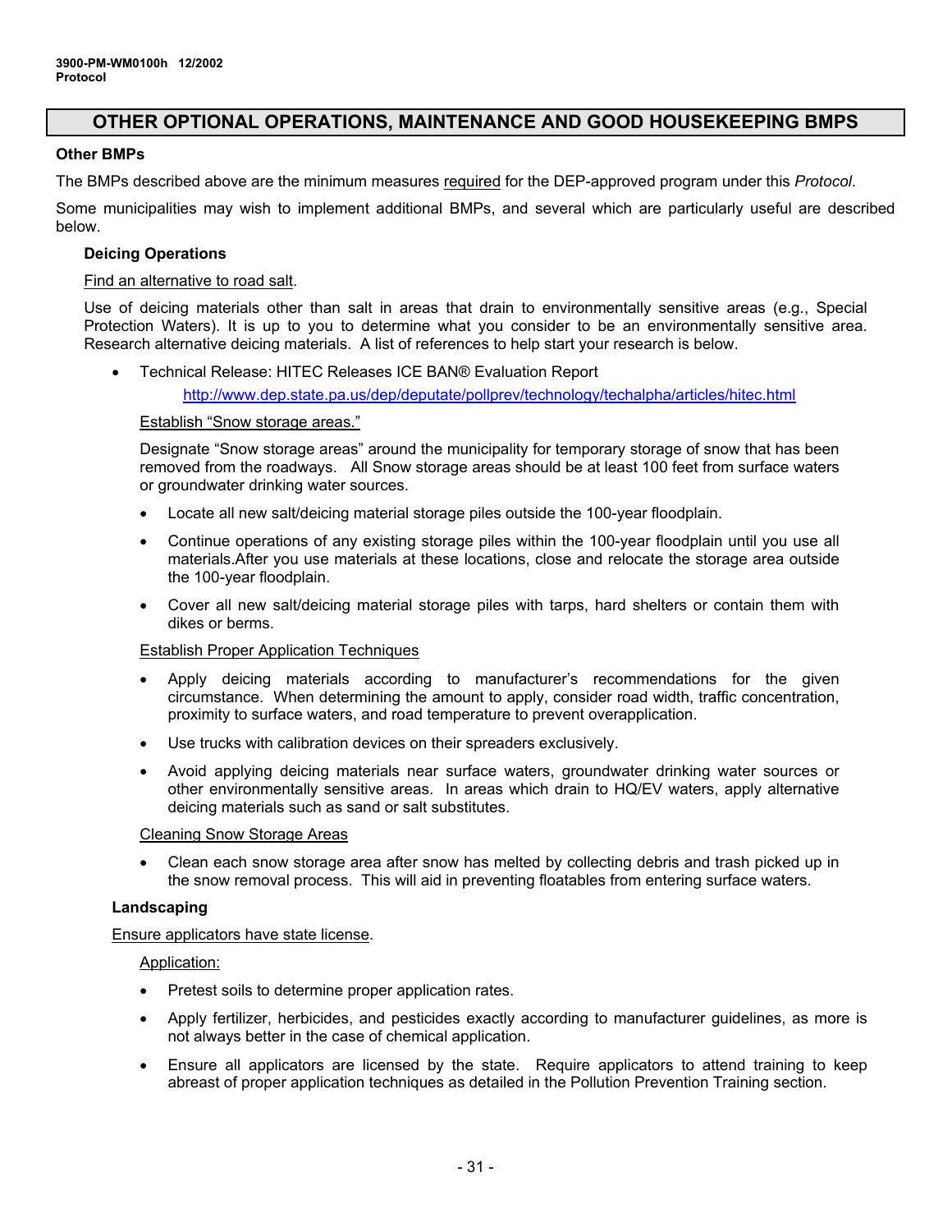## OTHER OPTIONAL OPERATIONS, MAINTENANCE AND GOOD HOUSEKEEPING BMPS

**Other BMPs**

The BMPs described above are the minimum measures required for the DEP-approved program under this *Protocol*.

Some municipalities may wish to implement additional BMPs, and several which are particularly useful are described below.

**Deicing Operations**

Find an alternative to road salt.

Use of deicing materials other than salt in areas that drain to environmentally sensitive areas (e.g., Special Protection Waters). It is up to you to determine what you consider to be an environmentally sensitive area. Research alternative deicing materials. A list of references to help start your research is below.

- Technical Release: HITEC Releases ICE BAN® Evaluation Report
  http://www.dep.state.pa.us/dep/deputate/pollprev/technology/techalpha/articles/hitec.html

Establish "Snow storage areas."

Designate "Snow storage areas" around the municipality for temporary storage of snow that has been removed from the roadways. All Snow storage areas should be at least 100 feet from surface waters or groundwater drinking water sources.

- Locate all new salt/deicing material storage piles outside the 100-year floodplain.
- Continue operations of any existing storage piles within the 100-year floodplain until you use all materials.After you use materials at these locations, close and relocate the storage area outside the 100-year floodplain.
- Cover all new salt/deicing material storage piles with tarps, hard shelters or contain them with dikes or berms.

Establish Proper Application Techniques

- Apply deicing materials according to manufacturer's recommendations for the given circumstance. When determining the amount to apply, consider road width, traffic concentration, proximity to surface waters, and road temperature to prevent overapplication.
- Use trucks with calibration devices on their spreaders exclusively.
- Avoid applying deicing materials near surface waters, groundwater drinking water sources or other environmentally sensitive areas. In areas which drain to HQ/EV waters, apply alternative deicing materials such as sand or salt substitutes.

Cleaning Snow Storage Areas

- Clean each snow storage area after snow has melted by collecting debris and trash picked up in the snow removal process. This will aid in preventing floatables from entering surface waters.

**Landscaping**

Ensure applicators have state license.

Application:

- Pretest soils to determine proper application rates.
- Apply fertilizer, herbicides, and pesticides exactly according to manufacturer guidelines, as more is not always better in the case of chemical application.
- Ensure all applicators are licensed by the state. Require applicators to attend training to keep abreast of proper application techniques as detailed in the Pollution Prevention Training section.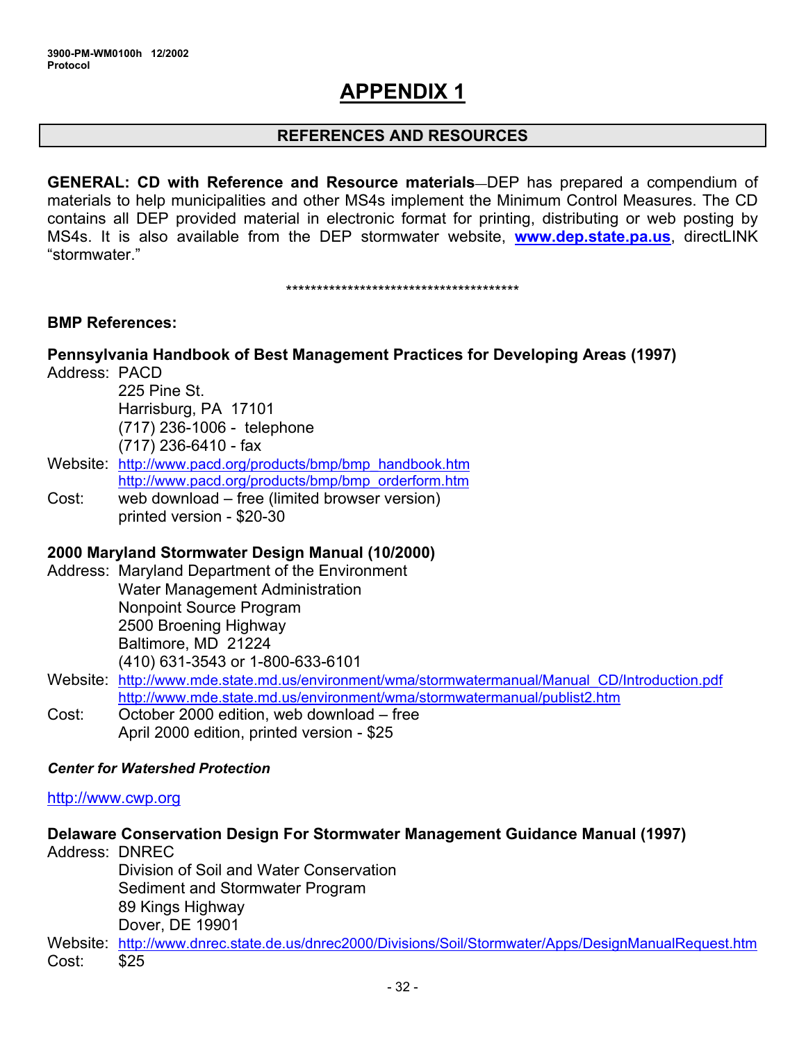# APPENDIX 1

## REFERENCES AND RESOURCES

**GENERAL: CD with Reference and Resource materials**—DEP has prepared a compendium of materials to help municipalities and other MS4s implement the Minimum Control Measures. The CD contains all DEP provided material in electronic format for printing, distributing or web posting by MS4s. It is also available from the DEP stormwater website, **www.dep.state.pa.us**, directLINK "stormwater."

***************************************

**BMP References:**

**Pennsylvania Handbook of Best Management Practices for Developing Areas (1997)**

Address: PACD
225 Pine St.
Harrisburg, PA 17101
(717) 236-1006 - telephone
(717) 236-6410 - fax

Website: http://www.pacd.org/products/bmp/bmp_handbook.htm
http://www.pacd.org/products/bmp/bmp_orderform.htm

Cost: web download – free (limited browser version)
printed version - $20-30

**2000 Maryland Stormwater Design Manual (10/2000)**

Address: Maryland Department of the Environment
Water Management Administration
Nonpoint Source Program
2500 Broening Highway
Baltimore, MD 21224
(410) 631-3543 or 1-800-633-6101

Website: http://www.mde.state.md.us/environment/wma/stormwatermanual/Manual_CD/Introduction.pdf
http://www.mde.state.md.us/environment/wma/stormwatermanual/publist2.htm

Cost: October 2000 edition, web download – free
April 2000 edition, printed version - $25

***Center for Watershed Protection***

http://www.cwp.org

**Delaware Conservation Design For Stormwater Management Guidance Manual (1997)**

Address: DNREC
Division of Soil and Water Conservation
Sediment and Stormwater Program
89 Kings Highway
Dover, DE 19901

Website: http://www.dnrec.state.de.us/dnrec2000/Divisions/Soil/Stormwater/Apps/DesignManualRequest.htm

Cost: $25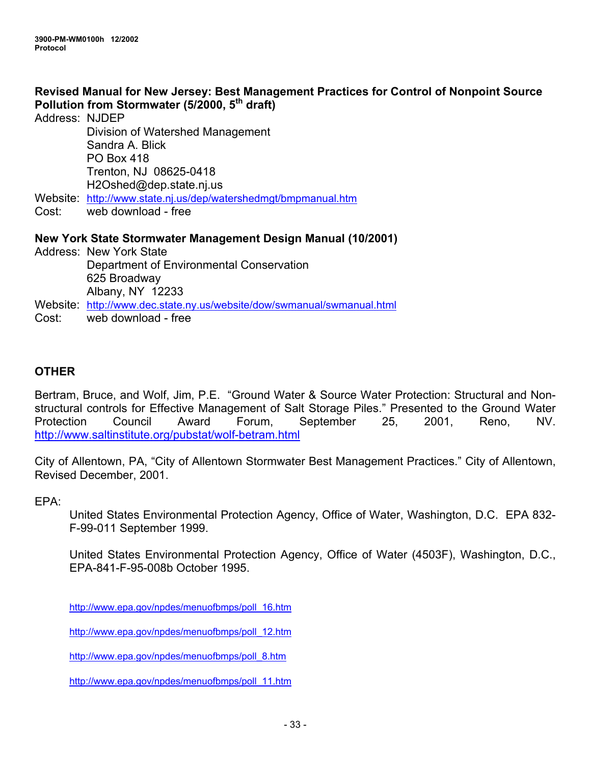**Revised Manual for New Jersey: Best Management Practices for Control of Nonpoint Source Pollution from Stormwater (5/2000, 5th draft)**

Address: NJDEP
Division of Watershed Management
Sandra A. Blick
PO Box 418
Trenton, NJ 08625-0418
H2Oshed@dep.state.nj.us

Website: http://www.state.nj.us/dep/watershedmgt/bmpmanual.htm

Cost: web download - free

**New York State Stormwater Management Design Manual (10/2001)**

Address: New York State
Department of Environmental Conservation
625 Broadway
Albany, NY 12233

Website: http://www.dec.state.ny.us/website/dow/swmanual/swmanual.html

Cost: web download - free

## OTHER

Bertram, Bruce, and Wolf, Jim, P.E. "Ground Water & Source Water Protection: Structural and Non-structural controls for Effective Management of Salt Storage Piles." Presented to the Ground Water Protection Council Award Forum, September 25, 2001, Reno, NV. http://www.saltinstitute.org/pubstat/wolf-betram.html

City of Allentown, PA, "City of Allentown Stormwater Best Management Practices." City of Allentown, Revised December, 2001.

EPA:

United States Environmental Protection Agency, Office of Water, Washington, D.C. EPA 832-F-99-011 September 1999.

United States Environmental Protection Agency, Office of Water (4503F), Washington, D.C., EPA-841-F-95-008b October 1995.

http://www.epa.gov/npdes/menuofbmps/poll_16.htm

http://www.epa.gov/npdes/menuofbmps/poll_12.htm

http://www.epa.gov/npdes/menuofbmps/poll_8.htm

http://www.epa.gov/npdes/menuofbmps/poll_11.htm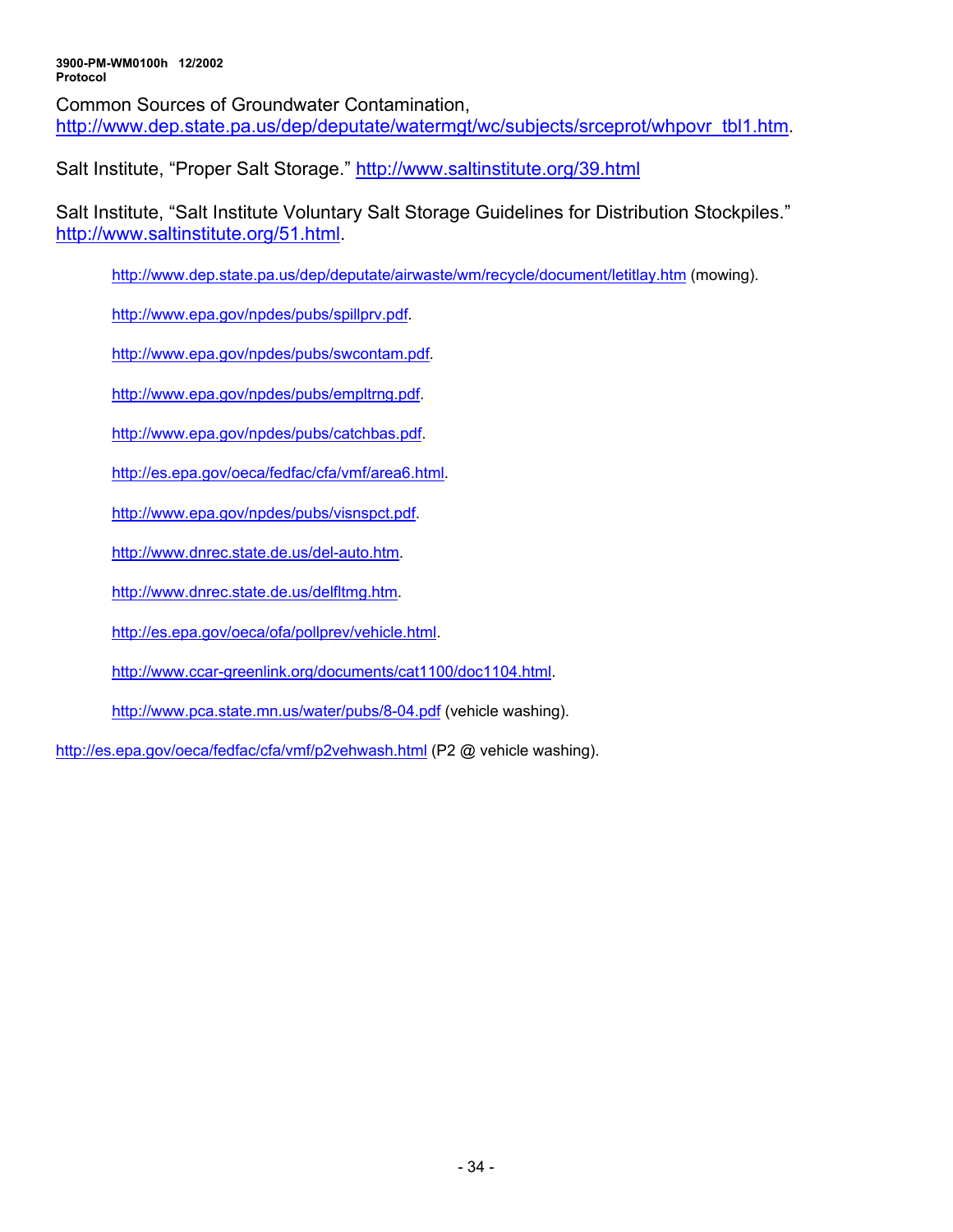Common Sources of Groundwater Contamination, http://www.dep.state.pa.us/dep/deputate/watermgt/wc/subjects/srceprot/whpovr_tbl1.htm.

Salt Institute, "Proper Salt Storage." http://www.saltinstitute.org/39.html

Salt Institute, "Salt Institute Voluntary Salt Storage Guidelines for Distribution Stockpiles." http://www.saltinstitute.org/51.html.

http://www.dep.state.pa.us/dep/deputate/airwaste/wm/recycle/document/letitlay.htm (mowing).

http://www.epa.gov/npdes/pubs/spillprv.pdf.

http://www.epa.gov/npdes/pubs/swcontam.pdf.

http://www.epa.gov/npdes/pubs/empltrng.pdf.

http://www.epa.gov/npdes/pubs/catchbas.pdf.

http://es.epa.gov/oeca/fedfac/cfa/vmf/area6.html.

http://www.epa.gov/npdes/pubs/visnspct.pdf.

http://www.dnrec.state.de.us/del-auto.htm.

http://www.dnrec.state.de.us/delfltmg.htm.

http://es.epa.gov/oeca/ofa/pollprev/vehicle.html.

http://www.ccar-greenlink.org/documents/cat1100/doc1104.html.

http://www.pca.state.mn.us/water/pubs/8-04.pdf (vehicle washing).

http://es.epa.gov/oeca/fedfac/cfa/vmf/p2vehwash.html (P2 @ vehicle washing).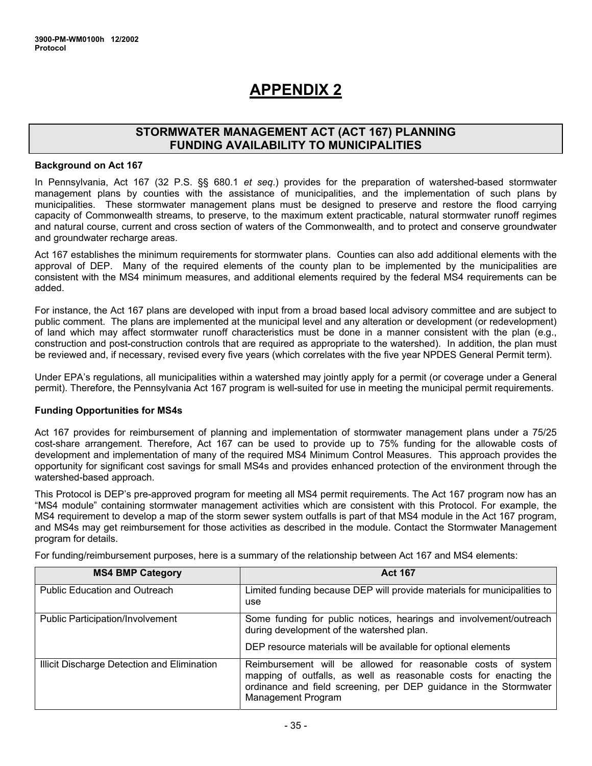# APPENDIX 2

## STORMWATER MANAGEMENT ACT (ACT 167) PLANNING FUNDING AVAILABILITY TO MUNICIPALITIES

**Background on Act 167**

In Pennsylvania, Act 167 (32 P.S. §§ 680.1 *et seq.*) provides for the preparation of watershed-based stormwater management plans by counties with the assistance of municipalities, and the implementation of such plans by municipalities. These stormwater management plans must be designed to preserve and restore the flood carrying capacity of Commonwealth streams, to preserve, to the maximum extent practicable, natural stormwater runoff regimes and natural course, current and cross section of waters of the Commonwealth, and to protect and conserve groundwater and groundwater recharge areas.

Act 167 establishes the minimum requirements for stormwater plans. Counties can also add additional elements with the approval of DEP. Many of the required elements of the county plan to be implemented by the municipalities are consistent with the MS4 minimum measures, and additional elements required by the federal MS4 requirements can be added.

For instance, the Act 167 plans are developed with input from a broad based local advisory committee and are subject to public comment. The plans are implemented at the municipal level and any alteration or development (or redevelopment) of land which may affect stormwater runoff characteristics must be done in a manner consistent with the plan (e.g., construction and post-construction controls that are required as appropriate to the watershed). In addition, the plan must be reviewed and, if necessary, revised every five years (which correlates with the five year NPDES General Permit term).

Under EPA's regulations, all municipalities within a watershed may jointly apply for a permit (or coverage under a General permit). Therefore, the Pennsylvania Act 167 program is well-suited for use in meeting the municipal permit requirements.

**Funding Opportunities for MS4s**

Act 167 provides for reimbursement of planning and implementation of stormwater management plans under a 75/25 cost-share arrangement. Therefore, Act 167 can be used to provide up to 75% funding for the allowable costs of development and implementation of many of the required MS4 Minimum Control Measures. This approach provides the opportunity for significant cost savings for small MS4s and provides enhanced protection of the environment through the watershed-based approach.

This Protocol is DEP's pre-approved program for meeting all MS4 permit requirements. The Act 167 program now has an "MS4 module" containing stormwater management activities which are consistent with this Protocol. For example, the MS4 requirement to develop a map of the storm sewer system outfalls is part of that MS4 module in the Act 167 program, and MS4s may get reimbursement for those activities as described in the module. Contact the Stormwater Management program for details.

For funding/reimbursement purposes, here is a summary of the relationship between Act 167 and MS4 elements:

| MS4 BMP Category | Act 167 |
|---|---|
| Public Education and Outreach | Limited funding because DEP will provide materials for municipalities to use |
| Public Participation/Involvement | Some funding for public notices, hearings and involvement/outreach during development of the watershed plan.<br><br>DEP resource materials will be available for optional elements |
| Illicit Discharge Detection and Elimination | Reimbursement will be allowed for reasonable costs of system mapping of outfalls, as well as reasonable costs for enacting the ordinance and field screening, per DEP guidance in the Stormwater Management Program |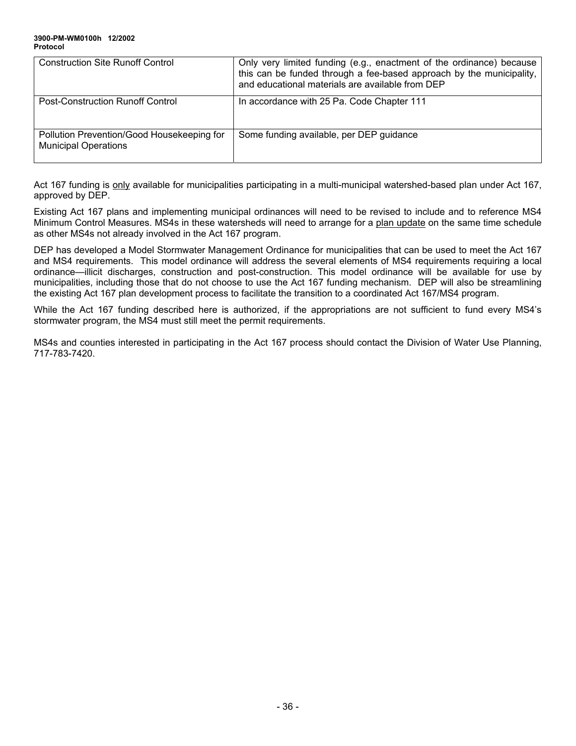| | |
|---|---|
| Construction Site Runoff Control | Only very limited funding (e.g., enactment of the ordinance) because this can be funded through a fee-based approach by the municipality, and educational materials are available from DEP |
| Post-Construction Runoff Control | In accordance with 25 Pa. Code Chapter 111 |
| Pollution Prevention/Good Housekeeping for Municipal Operations | Some funding available, per DEP guidance |

Act 167 funding is <u>only</u> available for municipalities participating in a multi-municipal watershed-based plan under Act 167, approved by DEP.

Existing Act 167 plans and implementing municipal ordinances will need to be revised to include and to reference MS4 Minimum Control Measures. MS4s in these watersheds will need to arrange for a <u>plan update</u> on the same time schedule as other MS4s not already involved in the Act 167 program.

DEP has developed a Model Stormwater Management Ordinance for municipalities that can be used to meet the Act 167 and MS4 requirements. This model ordinance will address the several elements of MS4 requirements requiring a local ordinance—illicit discharges, construction and post-construction. This model ordinance will be available for use by municipalities, including those that do not choose to use the Act 167 funding mechanism. DEP will also be streamlining the existing Act 167 plan development process to facilitate the transition to a coordinated Act 167/MS4 program.

While the Act 167 funding described here is authorized, if the appropriations are not sufficient to fund every MS4's stormwater program, the MS4 must still meet the permit requirements.

MS4s and counties interested in participating in the Act 167 process should contact the Division of Water Use Planning, 717-783-7420.